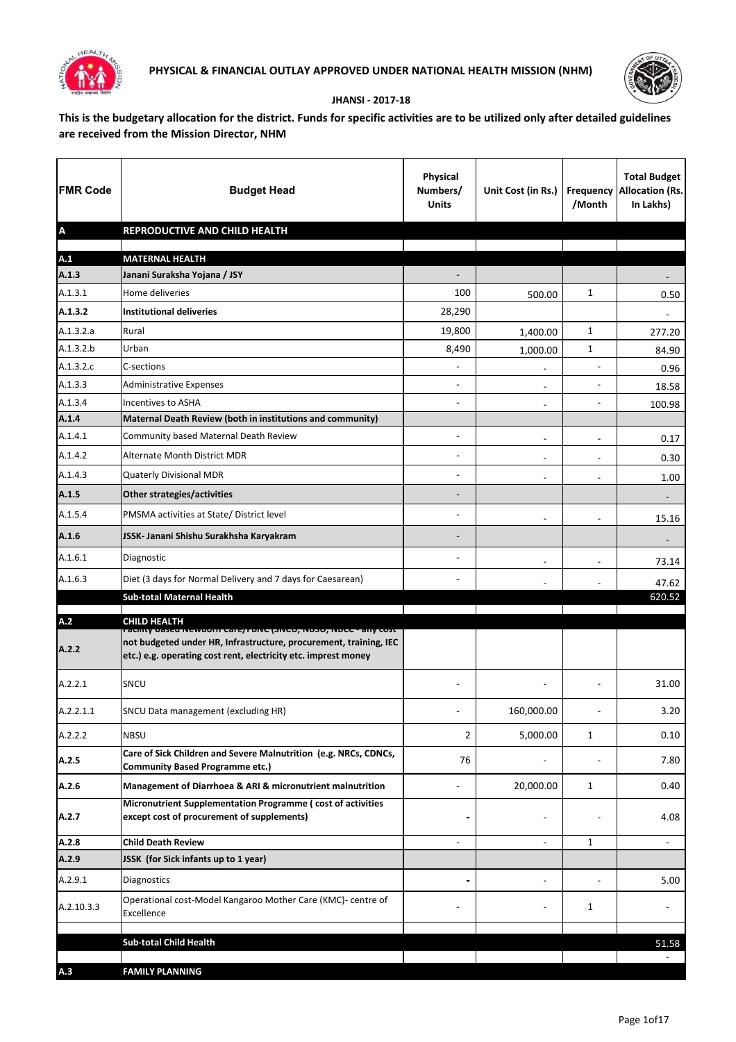# PHYSICAL & FINANCIAL OUTLAY APPROVED UNDER NATIONAL HEALTH MISSION (NHM)

## JHANSI - 2017-18

**This is the budgetary allocation for the district. Funds for specific activities are to be utilized only after detailed guidelines are received from the Mission Director, NHM**

| FMR Code | Budget Head | Physical Numbers/ Units | Unit Cost (in Rs.) | Frequency /Month | Total Budget Allocation (Rs. In Lakhs) |
|---|---|---|---|---|---|
| **A** | **REPRODUCTIVE AND CHILD HEALTH** | | | | |
| | | | | | |
| **A.1** | **MATERNAL HEALTH** | | | | |
| **A.1.3** | **Janani Suraksha Yojana / JSY** | - | | | - |
| A.1.3.1 | Home deliveries | 100 | 500.00 | 1 | 0.50 |
| **A.1.3.2** | **Institutional deliveries** | 28,290 | | | - |
| A.1.3.2.a | Rural | 19,800 | 1,400.00 | 1 | 277.20 |
| A.1.3.2.b | Urban | 8,490 | 1,000.00 | 1 | 84.90 |
| A.1.3.2.c | C-sections | - | - | - | 0.96 |
| A.1.3.3 | Administrative Expenses | - | - | - | 18.58 |
| A.1.3.4 | Incentives to ASHA | - | - | - | 100.98 |
| **A.1.4** | **Maternal Death Review (both in institutions and community)** | | | | |
| A.1.4.1 | Community based Maternal Death Review | - | - | - | 0.17 |
| A.1.4.2 | Alternate Month District MDR | - | - | - | 0.30 |
| A.1.4.3 | Quaterly Divisional MDR | - | - | - | 1.00 |
| **A.1.5** | **Other strategies/activities** | - | | | - |
| A.1.5.4 | PMSMA activities at State/ District level | - | - | - | 15.16 |
| **A.1.6** | **JSSK- Janani Shishu Surakhsha Karyakram** | - | | | - |
| A.1.6.1 | Diagnostic | - | - | - | 73.14 |
| A.1.6.3 | Diet (3 days for Normal Delivery and 7 days for Caesarean) | - | - | - | 47.62 |
| | **Sub-total Maternal Health** | | | | 620.52 |
| | | | | | |
| **A.2** | **CHILD HEALTH** | | | | |
| **A.2.2** | **Facility based Newborn Care/FBNC (SNCU, NBSU, NBCC - any cost not budgeted under HR, Infrastructure, procurement, training, IEC etc.) e.g. operating cost rent, electricity etc. imprest money** | | | | |
| A.2.2.1 | SNCU | - | - | - | 31.00 |
| A.2.2.1.1 | SNCU Data management (excluding HR) | - | 160,000.00 | - | 3.20 |
| A.2.2.2 | NBSU | 2 | 5,000.00 | 1 | 0.10 |
| **A.2.5** | **Care of Sick Children and Severe Malnutrition (e.g. NRCs, CDNCs, Community Based Programme etc.)** | 76 | - | - | 7.80 |
| **A.2.6** | **Management of Diarrhoea & ARI & micronutrient malnutrition** | - | 20,000.00 | 1 | 0.40 |
| **A.2.7** | **Micronutrient Supplementation Programme ( cost of activities except cost of procurement of supplements)** | - | - | - | 4.08 |
| **A.2.8** | **Child Death Review** | - | - | 1 | - |
| **A.2.9** | **JSSK (for Sick infants up to 1 year)** | | | | |
| A.2.9.1 | Diagnostics | - | - | - | 5.00 |
| A.2.10.3.3 | Operational cost-Model Kangaroo Mother Care (KMC)- centre of Excellence | - | - | 1 | - |
| | | | | | |
| | **Sub-total Child Health** | | | | 51.58 |
| | | | | | - |
| **A.3** | **FAMILY PLANNING** | | | | |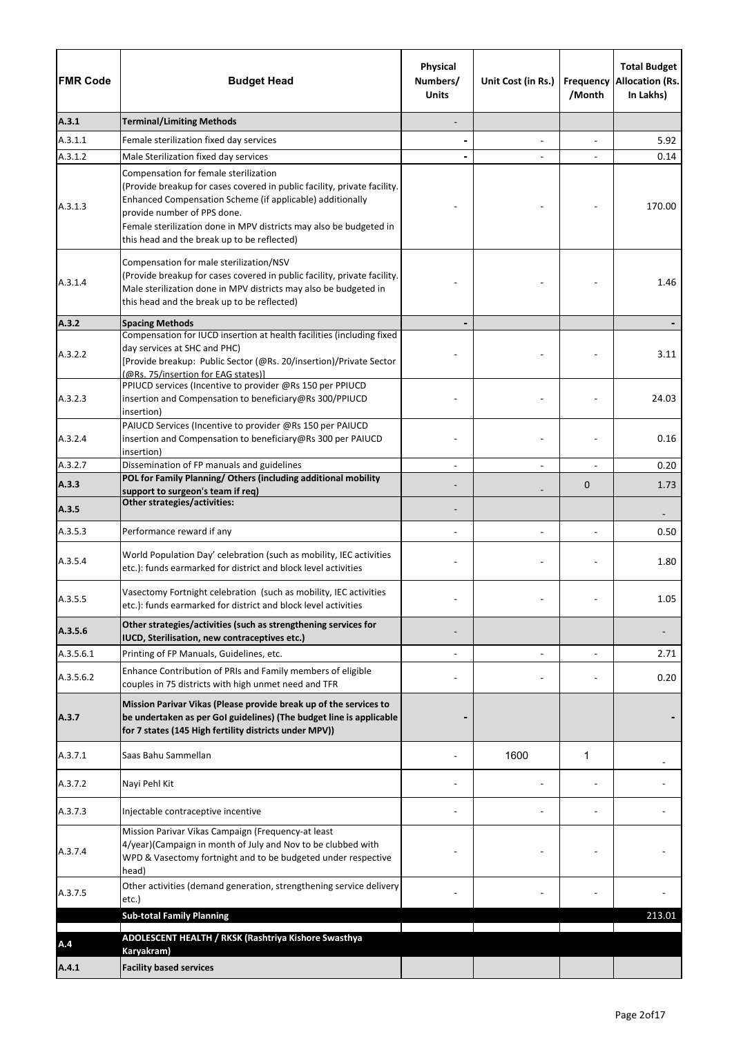| FMR Code | Budget Head | Physical Numbers/ Units | Unit Cost (in Rs.) | Frequency /Month | Total Budget Allocation (Rs. In Lakhs) |
|---|---|---|---|---|---|
| **A.3.1** | **Terminal/Limiting Methods** | - | | | |
| A.3.1.1 | Female sterilization fixed day services | - | - | - | 5.92 |
| A.3.1.2 | Male Sterilization fixed day services | - | - | - | 0.14 |
| A.3.1.3 | Compensation for female sterilization (Provide breakup for cases covered in public facility, private facility. Enhanced Compensation Scheme (if applicable) additionally provide number of PPS done. Female sterilization done in MPV districts may also be budgeted in this head and the break up to be reflected) | - | - | - | 170.00 |
| A.3.1.4 | Compensation for male sterilization/NSV (Provide breakup for cases covered in public facility, private facility. Male sterilization done in MPV districts may also be budgeted in this head and the break up to be reflected) | - | - | - | 1.46 |
| **A.3.2** | **Spacing Methods** | - | | | - |
| A.3.2.2 | Compensation for IUCD insertion at health facilities (including fixed day services at SHC and PHC) [Provide breakup: Public Sector (@Rs. 20/insertion)/Private Sector (@Rs. 75/insertion for EAG states)] | - | - | - | 3.11 |
| A.3.2.3 | PPIUCD services (Incentive to provider @Rs 150 per PPIUCD insertion and Compensation to beneficiary@Rs 300/PPIUCD insertion) | - | - | - | 24.03 |
| A.3.2.4 | PAIUCD Services (Incentive to provider @Rs 150 per PAIUCD insertion and Compensation to beneficiary@Rs 300 per PAIUCD insertion) | - | - | - | 0.16 |
| A.3.2.7 | Dissemination of FP manuals and guidelines | - | - | - | 0.20 |
| **A.3.3** | **POL for Family Planning/ Others (including additional mobility support to surgeon's team if req)** | - | - | 0 | 1.73 |
| **A.3.5** | **Other strategies/activities:** | - | | | - |
| A.3.5.3 | Performance reward if any | - | - | - | 0.50 |
| A.3.5.4 | World Population Day' celebration (such as mobility, IEC activities etc.): funds earmarked for district and block level activities | - | - | - | 1.80 |
| A.3.5.5 | Vasectomy Fortnight celebration (such as mobility, IEC activities etc.): funds earmarked for district and block level activities | - | - | - | 1.05 |
| **A.3.5.6** | **Other strategies/activities (such as strengthening services for IUCD, Sterilisation, new contraceptives etc.)** | - | | | - |
| A.3.5.6.1 | Printing of FP Manuals, Guidelines, etc. | - | - | - | 2.71 |
| A.3.5.6.2 | Enhance Contribution of PRIs and Family members of eligible couples in 75 districts with high unmet need and TFR | - | - | - | 0.20 |
| **A.3.7** | **Mission Parivar Vikas (Please provide break up of the services to be undertaken as per GoI guidelines) (The budget line is applicable for 7 states (145 High fertility districts under MPV))** | - | | | - |
| A.3.7.1 | Saas Bahu Sammellan | - | 1600 | 1 | - |
| A.3.7.2 | Nayi Pehl Kit | - | - | - | - |
| A.3.7.3 | Injectable contraceptive incentive | - | - | - | - |
| A.3.7.4 | Mission Parivar Vikas Campaign (Frequency-at least 4/year)(Campaign in month of July and Nov to be clubbed with WPD & Vasectomy fortnight and to be budgeted under respective head) | - | - | - | - |
| A.3.7.5 | Other activities (demand generation, strengthening service delivery etc.) | - | - | - | - |
| | **Sub-total Family Planning** | | | | 213.01 |
| **A.4** | **ADOLESCENT HEALTH / RKSK (Rashtriya Kishore Swasthya Karyakram)** | | | | |
| **A.4.1** | **Facility based services** | | | | |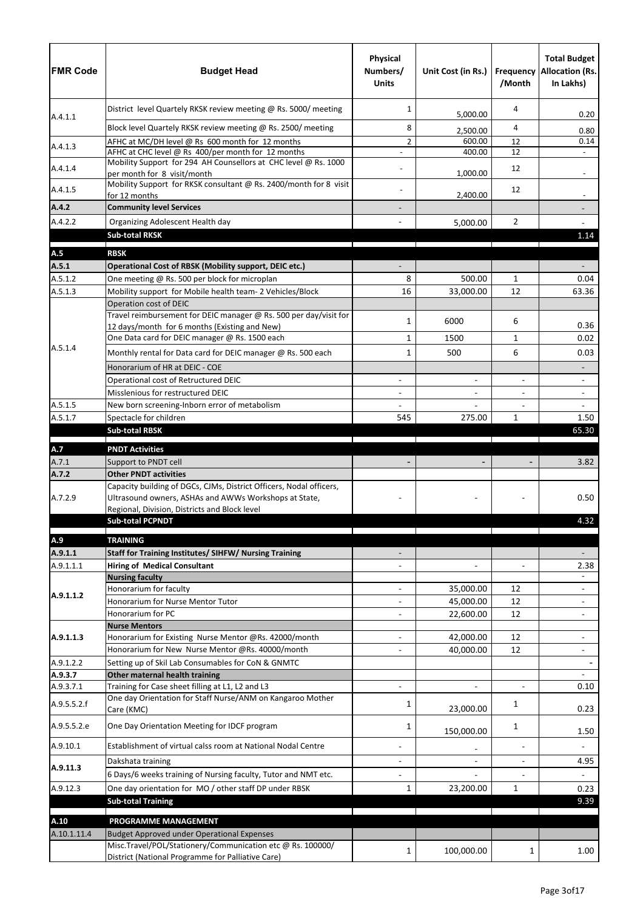| FMR Code | Budget Head | Physical Numbers/ Units | Unit Cost (in Rs.) | Frequency /Month | Total Budget Allocation (Rs. In Lakhs) |
|---|---|---|---|---|---|
| A.4.1.1 | District level Quartely RKSK review meeting @ Rs. 5000/ meeting | 1 | 5,000.00 | 4 | 0.20 |
| | Block level Quartely RKSK review meeting @ Rs. 2500/ meeting | 8 | 2,500.00 | 4 | 0.80 |
| A.4.1.3 | AFHC at MC/DH level @ Rs 600 month for 12 months | 2 | 600.00 | 12 | 0.14 |
| | AFHC at CHC level @ Rs 400/per month for 12 months | - | 400.00 | 12 | - |
| A.4.1.4 | Mobility Support for 294 AH Counsellors at CHC level @ Rs. 1000 per month for 8 visit/month | - | 1,000.00 | 12 | - |
| A.4.1.5 | Mobility Support for RKSK consultant @ Rs. 2400/month for 8 visit for 12 months | - | 2,400.00 | 12 | - |
| **A.4.2** | **Community level Services** | - | | | - |
| A.4.2.2 | Organizing Adolescent Health day | - | 5,000.00 | 2 | - |
| | **Sub-total RKSK** | | | | 1.14 |
| **A.5** | **RBSK** | | | | |
| **A.5.1** | **Operational Cost of RBSK (Mobility support, DEIC etc.)** | - | | | - |
| A.5.1.2 | One meeting @ Rs. 500 per block for microplan | 8 | 500.00 | 1 | 0.04 |
| A.5.1.3 | Mobility support for Mobile health team- 2 Vehicles/Block | 16 | 33,000.00 | 12 | 63.36 |
| A.5.1.4 | Operation cost of DEIC | | | | |
| | Travel reimbursement for DEIC manager @ Rs. 500 per day/visit for 12 days/month for 6 months (Existing and New) | 1 | 6000 | 6 | 0.36 |
| | One Data card for DEIC manager @ Rs. 1500 each | 1 | 1500 | 1 | 0.02 |
| | Monthly rental for Data card for DEIC manager @ Rs. 500 each | 1 | 500 | 6 | 0.03 |
| | Honorarium of HR at DEIC - COE | | | | - |
| | Operational cost of Retructured DEIC | - | - | - | - |
| | Misslenious for restructured DEIC | - | - | - | - |
| A.5.1.5 | New born screening-Inborn error of metabolism | - | - | - | - |
| A.5.1.7 | Spectacle for children | 545 | 275.00 | 1 | 1.50 |
| | **Sub-total RBSK** | | | | 65.30 |
| **A.7** | **PNDT Activities** | | | | |
| A.7.1 | Support to PNDT cell | - | - | - | 3.82 |
| **A.7.2** | **Other PNDT activities** | | | | |
| A.7.2.9 | Capacity building of DGCs, CJMs, District Officers, Nodal officers, Ultrasound owners, ASHAs and AWWs Workshops at State, Regional, Division, Districts and Block level | - | - | - | 0.50 |
| | **Sub-total PCPNDT** | | | | 4.32 |
| **A.9** | **TRAINING** | | | | |
| **A.9.1.1** | **Staff for Training Institutes/ SIHFW/ Nursing Training** | - | | | - |
| A.9.1.1.1 | **Hiring of Medical Consultant** | - | - | - | 2.38 |
| **A.9.1.1.2** | **Nursing faculty** | | | | - |
| | Honorarium for faculty | - | 35,000.00 | 12 | - |
| | Honorarium for Nurse Mentor Tutor | - | 45,000.00 | 12 | - |
| | Honorarium for PC | - | 22,600.00 | 12 | - |
| **A.9.1.1.3** | **Nurse Mentors** | | | | |
| | Honorarium for Existing Nurse Mentor @Rs. 42000/month | - | 42,000.00 | 12 | - |
| | Honorarium for New Nurse Mentor @Rs. 40000/month | - | 40,000.00 | 12 | - |
| A.9.1.2.2 | Setting up of Skil Lab Consumables for CoN & GNMTC | | | | - |
| **A.9.3.7** | **Other maternal health training** | | | | - |
| A.9.3.7.1 | Training for Case sheet filling at L1, L2 and L3 | - | - | - | 0.10 |
| A.9.5.5.2.f | One day Orientation for Staff Nurse/ANM on Kangaroo Mother Care (KMC) | 1 | 23,000.00 | 1 | 0.23 |
| A.9.5.5.2.e | One Day Orientation Meeting for IDCF program | 1 | 150,000.00 | 1 | 1.50 |
| A.9.10.1 | Establishment of virtual calss room at National Nodal Centre | - | - | - | - |
| **A.9.11.3** | Dakshata training | - | - | - | 4.95 |
| | 6 Days/6 weeks training of Nursing faculty, Tutor and NMT etc. | - | - | - | - |
| A.9.12.3 | One day orientation for MO / other staff DP under RBSK | 1 | 23,200.00 | 1 | 0.23 |
| | **Sub-total Training** | | | | 9.39 |
| **A.10** | **PROGRAMME MANAGEMENT** | | | | |
| A.10.1.11.4 | Budget Approved under Operational Expenses | | | | |
| | Misc.Travel/POL/Stationery/Communication etc @ Rs. 100000/ District (National Programme for Palliative Care) | 1 | 100,000.00 | 1 | 1.00 |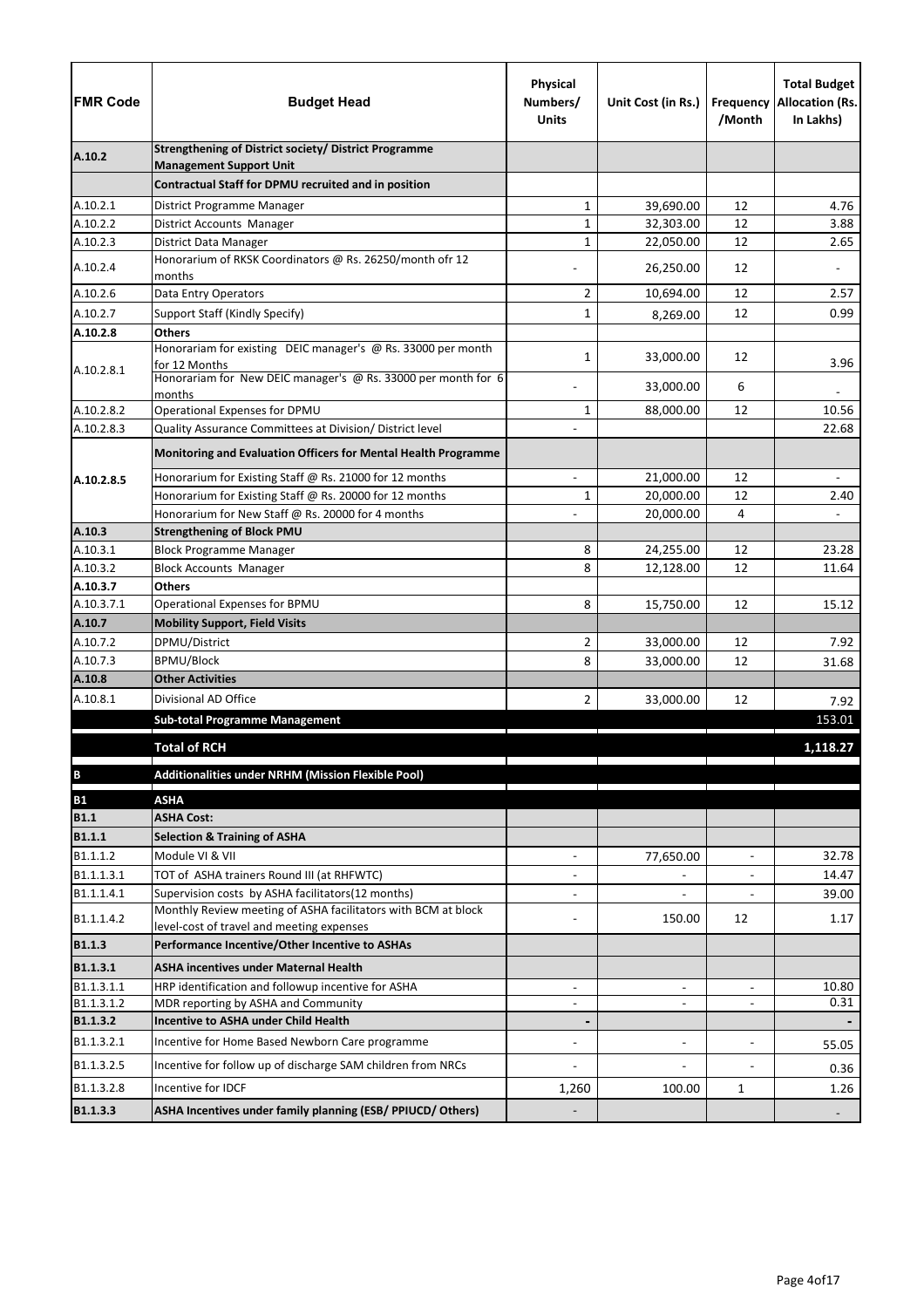| FMR Code | Budget Head | Physical Numbers/ Units | Unit Cost (in Rs.) | Frequency /Month | Total Budget Allocation (Rs. In Lakhs) |
|---|---|---|---|---|---|
| A.10.2 | **Strengthening of District society/ District Programme Management Support Unit** | | | | |
| | **Contractual Staff for DPMU recruited and in position** | | | | |
| A.10.2.1 | District Programme Manager | 1 | 39,690.00 | 12 | 4.76 |
| A.10.2.2 | District Accounts Manager | 1 | 32,303.00 | 12 | 3.88 |
| A.10.2.3 | District Data Manager | 1 | 22,050.00 | 12 | 2.65 |
| A.10.2.4 | Honorarium of RKSK Coordinators @ Rs. 26250/month ofr 12 months | - | 26,250.00 | 12 | - |
| A.10.2.6 | Data Entry Operators | 2 | 10,694.00 | 12 | 2.57 |
| A.10.2.7 | Support Staff (Kindly Specify) | 1 | 8,269.00 | 12 | 0.99 |
| **A.10.2.8** | **Others** | | | | |
| A.10.2.8.1 | Honorariam for existing DEIC manager's @ Rs. 33000 per month for 12 Months | 1 | 33,000.00 | 12 | 3.96 |
| | Honorariam for New DEIC manager's @ Rs. 33000 per month for 6 months | - | 33,000.00 | 6 | - |
| A.10.2.8.2 | Operational Expenses for DPMU | 1 | 88,000.00 | 12 | 10.56 |
| A.10.2.8.3 | Quality Assurance Committees at Division/ District level | - | | | 22.68 |
| A.10.2.8.5 | **Monitoring and Evaluation Officers for Mental Health Programme** | | | | |
| | Honorarium for Existing Staff @ Rs. 21000 for 12 months | - | 21,000.00 | 12 | - |
| | Honorarium for Existing Staff @ Rs. 20000 for 12 months | 1 | 20,000.00 | 12 | 2.40 |
| | Honorarium for New Staff @ Rs. 20000 for 4 months | - | 20,000.00 | 4 | - |
| **A.10.3** | **Strengthening of Block PMU** | | | | |
| A.10.3.1 | Block Programme Manager | 8 | 24,255.00 | 12 | 23.28 |
| A.10.3.2 | Block Accounts Manager | 8 | 12,128.00 | 12 | 11.64 |
| **A.10.3.7** | **Others** | | | | |
| A.10.3.7.1 | Operational Expenses for BPMU | 8 | 15,750.00 | 12 | 15.12 |
| **A.10.7** | **Mobility Support, Field Visits** | | | | |
| A.10.7.2 | DPMU/District | 2 | 33,000.00 | 12 | 7.92 |
| A.10.7.3 | BPMU/Block | 8 | 33,000.00 | 12 | 31.68 |
| **A.10.8** | **Other Activities** | | | | |
| A.10.8.1 | Divisional AD Office | 2 | 33,000.00 | 12 | 7.92 |
| | **Sub-total Programme Management** | | | | 153.01 |
| | **Total of RCH** | | | | **1,118.27** |
| **B** | **Additionalities under NRHM (Mission Flexible Pool)** | | | | |
| **B1** | **ASHA** | | | | |
| **B1.1** | **ASHA Cost:** | | | | |
| **B1.1.1** | **Selection & Training of ASHA** | | | | |
| B1.1.1.2 | Module VI & VII | - | 77,650.00 | - | 32.78 |
| B1.1.1.3.1 | TOT of ASHA trainers Round III (at RHFWTC) | - | - | - | 14.47 |
| B1.1.1.4.1 | Supervision costs by ASHA facilitators(12 months) | - | - | - | 39.00 |
| B1.1.1.4.2 | Monthly Review meeting of ASHA facilitators with BCM at block level-cost of travel and meeting expenses | - | 150.00 | 12 | 1.17 |
| **B1.1.3** | **Performance Incentive/Other Incentive to ASHAs** | | | | |
| **B1.1.3.1** | **ASHA incentives under Maternal Health** | | | | |
| B1.1.3.1.1 | HRP identification and followup incentive for ASHA | - | - | - | 10.80 |
| B1.1.3.1.2 | MDR reporting by ASHA and Community | - | - | - | 0.31 |
| **B1.1.3.2** | **Incentive to ASHA under Child Health** | **-** | | | **-** |
| B1.1.3.2.1 | Incentive for Home Based Newborn Care programme | - | - | - | 55.05 |
| B1.1.3.2.5 | Incentive for follow up of discharge SAM children from NRCs | - | - | - | 0.36 |
| B1.1.3.2.8 | Incentive for IDCF | 1,260 | 100.00 | 1 | 1.26 |
| **B1.1.3.3** | **ASHA Incentives under family planning (ESB/ PPIUCD/ Others)** | - | | | - |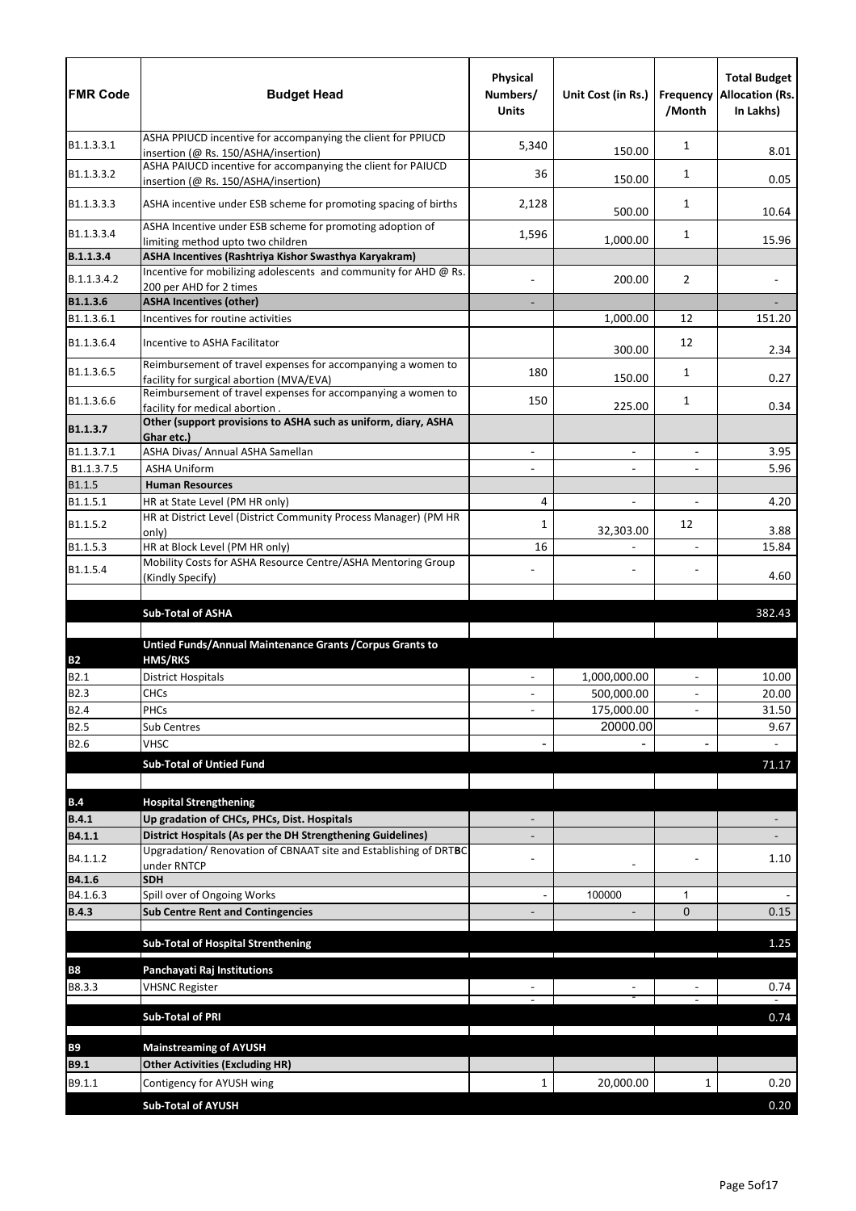| FMR Code | Budget Head | Physical Numbers/ Units | Unit Cost (in Rs.) | Frequency /Month | Total Budget Allocation (Rs. In Lakhs) |
|---|---|---|---|---|---|
| B1.1.3.3.1 | ASHA PPIUCD incentive for accompanying the client for PPIUCD insertion (@ Rs. 150/ASHA/insertion) | 5,340 | 150.00 | 1 | 8.01 |
| B1.1.3.3.2 | ASHA PAIUCD incentive for accompanying the client for PAIUCD insertion (@ Rs. 150/ASHA/insertion) | 36 | 150.00 | 1 | 0.05 |
| B1.1.3.3.3 | ASHA incentive under ESB scheme for promoting spacing of births | 2,128 | 500.00 | 1 | 10.64 |
| B1.1.3.3.4 | ASHA Incentive under ESB scheme for promoting adoption of limiting method upto two children | 1,596 | 1,000.00 | 1 | 15.96 |
| **B.1.1.3.4** | **ASHA Incentives (Rashtriya Kishor Swasthya Karyakram)** | | | | |
| B.1.1.3.4.2 | Incentive for mobilizing adolescents and community for AHD @ Rs. 200 per AHD for 2 times | - | 200.00 | 2 | - |
| **B1.1.3.6** | **ASHA Incentives (other)** | - | | | - |
| B1.1.3.6.1 | Incentives for routine activities | | 1,000.00 | 12 | 151.20 |
| B1.1.3.6.4 | Incentive to ASHA Facilitator | | 300.00 | 12 | 2.34 |
| B1.1.3.6.5 | Reimbursement of travel expenses for accompanying a women to facility for surgical abortion (MVA/EVA) | 180 | 150.00 | 1 | 0.27 |
| B1.1.3.6.6 | Reimbursement of travel expenses for accompanying a women to facility for medical abortion . | 150 | 225.00 | 1 | 0.34 |
| **B1.1.3.7** | **Other (support provisions to ASHA such as uniform, diary, ASHA Ghar etc.)** | | | | |
| B1.1.3.7.1 | ASHA Divas/ Annual ASHA Samellan | - | - | - | 3.95 |
| B1.1.3.7.5 | ASHA Uniform | - | - | - | 5.96 |
| B1.1.5 | **Human Resources** | | | | |
| B1.1.5.1 | HR at State Level (PM HR only) | 4 | - | - | 4.20 |
| B1.1.5.2 | HR at District Level (District Community Process Manager) (PM HR only) | 1 | 32,303.00 | 12 | 3.88 |
| B1.1.5.3 | HR at Block Level (PM HR only) | 16 | - | - | 15.84 |
| B1.1.5.4 | Mobility Costs for ASHA Resource Centre/ASHA Mentoring Group (Kindly Specify) | - | - | - | 4.60 |
| | | | | | |
| | **Sub-Total of ASHA** | | | | 382.43 |
| | | | | | |
| **B2** | **Untied Funds/Annual Maintenance Grants /Corpus Grants to HMS/RKS** | | | | |
| B2.1 | District Hospitals | - | 1,000,000.00 | - | 10.00 |
| B2.3 | CHCs | - | 500,000.00 | - | 20.00 |
| B2.4 | PHCs | - | 175,000.00 | - | 31.50 |
| B2.5 | Sub Centres | | 20000.00 | | 9.67 |
| B2.6 | VHSC | - | - | - | - |
| | **Sub-Total of Untied Fund** | | | | 71.17 |
| | | | | | |
| **B.4** | **Hospital Strengthening** | | | | |
| **B.4.1** | **Up gradation of CHCs, PHCs, Dist. Hospitals** | - | | | - |
| **B4.1.1** | **District Hospitals (As per the DH Strengthening Guidelines)** | - | | | - |
| B4.1.1.2 | Upgradation/ Renovation of CBNAAT site and Establishing of DRTBC under RNTCP | - | - | - | 1.10 |
| **B4.1.6** | **SDH** | | | | |
| B4.1.6.3 | Spill over of Ongoing Works | - | 100000 | 1 | - |
| **B.4.3** | **Sub Centre Rent and Contingencies** | - | - | 0 | 0.15 |
| | | | | | |
| | **Sub-Total of Hospital Strenthening** | | | | 1.25 |
| | | | | | |
| **B8** | **Panchayati Raj Institutions** | | | | |
| B8.3.3 | VHSNC Register | - | - | - | 0.74 |
| | | - | - | - | - |
| | **Sub-Total of PRI** | | | | 0.74 |
| | | | | | |
| **B9** | **Mainstreaming of AYUSH** | | | | |
| **B9.1** | **Other Activities (Excluding HR)** | | | | |
| B9.1.1 | Contigency for AYUSH wing | 1 | 20,000.00 | 1 | 0.20 |
| | **Sub-Total of AYUSH** | | | | 0.20 |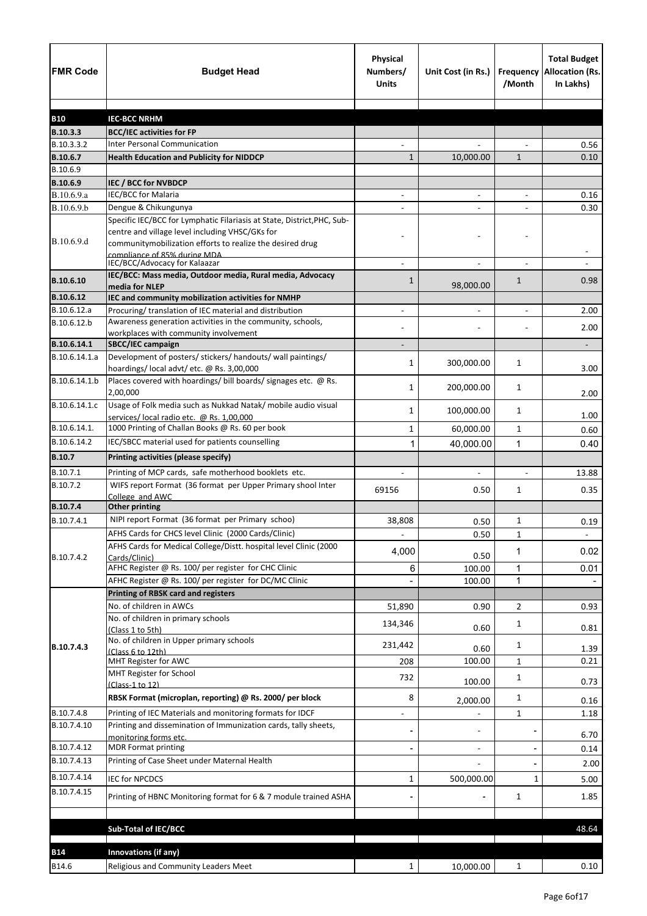| FMR Code | Budget Head | Physical Numbers/ Units | Unit Cost (in Rs.) | Frequency /Month | Total Budget Allocation (Rs. In Lakhs) |
|---|---|---|---|---|---|
| **B10** | **IEC-BCC NRHM** | | | | |
| **B.10.3.3** | **BCC/IEC activities for FP** | | | | |
| B.10.3.3.2 | Inter Personal Communication | - | - | - | 0.56 |
| **B.10.6.7** | **Health Education and Publicity for NIDDCP** | 1 | 10,000.00 | 1 | 0.10 |
| B.10.6.9 | | | | | |
| **B.10.6.9** | **IEC / BCC for NVBDCP** | | | | |
| B.10.6.9.a | IEC/BCC for Malaria | - | - | - | 0.16 |
| B.10.6.9.b | Dengue & Chikungunya | - | - | - | 0.30 |
| B.10.6.9.d | Specific IEC/BCC for Lymphatic Filariasis at State, District,PHC, Sub-centre and village level including VHSC/GKs for communitymobilization efforts to realize the desired drug compliance of 85% during MDA | - | - | - | - |
| | IEC/BCC/Advocacy for Kalaazar | - | - | - | - |
| **B.10.6.10** | **IEC/BCC: Mass media, Outdoor media, Rural media, Advocacy media for NLEP** | 1 | 98,000.00 | 1 | 0.98 |
| **B.10.6.12** | **IEC and community mobilization activities for NMHP** | | | | |
| B.10.6.12.a | Procuring/ translation of IEC material and distribution | - | - | - | 2.00 |
| B.10.6.12.b | Awareness generation activities in the community, schools, workplaces with community involvement | - | - | - | 2.00 |
| **B.10.6.14.1** | **SBCC/IEC campaign** | - | | | - |
| B.10.6.14.1.a | Development of posters/ stickers/ handouts/ wall paintings/ hoardings/ local advt/ etc. @ Rs. 3,00,000 | 1 | 300,000.00 | 1 | 3.00 |
| B.10.6.14.1.b | Places covered with hoardings/ bill boards/ signages etc. @ Rs. 2,00,000 | 1 | 200,000.00 | 1 | 2.00 |
| B.10.6.14.1.c | Usage of Folk media such as Nukkad Natak/ mobile audio visual services/ local radio etc. @ Rs. 1,00,000 | 1 | 100,000.00 | 1 | 1.00 |
| B.10.6.14.1. | 1000 Printing of Challan Books @ Rs. 60 per book | 1 | 60,000.00 | 1 | 0.60 |
| B.10.6.14.2 | IEC/SBCC material used for patients counselling | 1 | 40,000.00 | 1 | 0.40 |
| **B.10.7** | **Printing activities (please specify)** | | | | |
| B.10.7.1 | Printing of MCP cards, safe motherhood booklets etc. | - | - | - | 13.88 |
| B.10.7.2 | WIFS report Format (36 format per Upper Primary shool Inter College and AWC | 69156 | 0.50 | 1 | 0.35 |
| **B.10.7.4** | **Other printing** | | | | |
| B.10.7.4.1 | NIPI report Format (36 format per Primary schoo) | 38,808 | 0.50 | 1 | 0.19 |
| B.10.7.4.2 | AFHS Cards for CHCS level Clinic (2000 Cards/Clinic) | - | 0.50 | 1 | - |
| | AFHS Cards for Medical College/Distt. hospital level Clinic (2000 Cards/Clinic) | 4,000 | 0.50 | 1 | 0.02 |
| | AFHC Register @ Rs. 100/ per register for CHC Clinic | 6 | 100.00 | 1 | 0.01 |
| | AFHC Register @ Rs. 100/ per register for DC/MC Clinic | - | 100.00 | 1 | - |
| **B.10.7.4.3** | **Printing of RBSK card and registers** | | | | |
| | No. of children in AWCs | 51,890 | 0.90 | 2 | 0.93 |
| | No. of children in primary schools (Class 1 to 5th) | 134,346 | 0.60 | 1 | 0.81 |
| | No. of children in Upper primary schools (Class 6 to 12th) | 231,442 | 0.60 | 1 | 1.39 |
| | MHT Register for AWC | 208 | 100.00 | 1 | 0.21 |
| | MHT Register for School (Class-1 to 12) | 732 | 100.00 | 1 | 0.73 |
| | **RBSK Format (microplan, reporting) @ Rs. 2000/ per block** | 8 | 2,000.00 | 1 | 0.16 |
| B.10.7.4.8 | Printing of IEC Materials and monitoring formats for IDCF | - | - | 1 | 1.18 |
| B.10.7.4.10 | Printing and dissemination of Immunization cards, tally sheets, monitoring forms etc. | - | - | - | 6.70 |
| B.10.7.4.12 | MDR Format printing | - | - | - | 0.14 |
| B.10.7.4.13 | Printing of Case Sheet under Maternal Health | | - | - | 2.00 |
| B.10.7.4.14 | IEC for NPCDCS | 1 | 500,000.00 | 1 | 5.00 |
| B.10.7.4.15 | Printing of HBNC Monitoring format for 6 & 7 module trained ASHA | - | - | 1 | 1.85 |
| | | | | | |
| | **Sub-Total of IEC/BCC** | | | | **48.64** |
| | | | | | |
| **B14** | **Innovations (if any)** | | | | |
| B14.6 | Religious and Community Leaders Meet | 1 | 10,000.00 | 1 | 0.10 |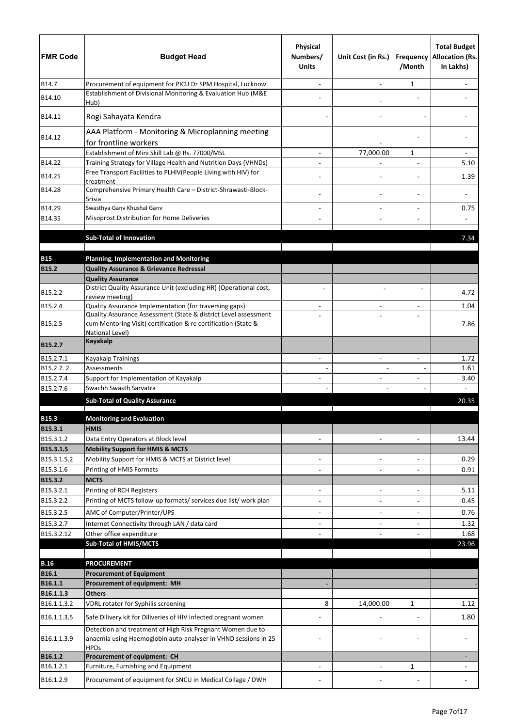| FMR Code | Budget Head | Physical Numbers/ Units | Unit Cost (in Rs.) | Frequency /Month | Total Budget Allocation (Rs. In Lakhs) |
|---|---|---|---|---|---|
| B14.7 | Procurement of equipment for PICU Dr SPM Hospital, Lucknow | - | - | 1 | - |
| B14.10 | Establishment of Divisional Monitoring & Evaluation Hub (M&E Hub) | - | - | - | - |
| B14.11 | Rogi Sahayata Kendra | - | - | - | - |
| B14.12 | AAA Platform - Monitoring & Microplanning meeting for frontline workers | | - | - | - |
| | Establishment of Mini Skill Lab @ Rs. 77000/MSL | - | 77,000.00 | 1 | - |
| B14.22 | Training Strategy for Village Health and Nutrition Days (VHNDs) | - | - | - | 5.10 |
| B14.25 | Free Transport Facilities to PLHIV(People Living with HIV) for treatment | - | - | - | 1.39 |
| B14.28 | Comprehensive Primary Health Care – District-Shrawasti-Block-Srisia | - | - | - | - |
| B14.29 | Swasthya Ganv Khushal Ganv | - | - | - | 0.75 |
| B14.35 | Misoprost Distribution for Home Deliveries | - | - | - | - |
| | | | | | |
| | **Sub-Total of Innovation** | | | | 7.34 |
| | | | | | |
| **B15** | **Planning, Implementation and Monitoring** | | | | |
| **B15.2** | **Quality Assurance & Grievance Redressal** | | | | |
| | **Quality Assurance** | | | | |
| B15.2.2 | District Quality Assurance Unit (excluding HR) (Operational cost, review meeting) | - | - | - | 4.72 |
| B15.2.4 | Quality Assurance Implementation (for traversing gaps) | - | - | - | 1.04 |
| B15.2.5 | Quality Assurance Assessment (State & district Level assessment cum Mentoring Visit) certification & re certification (State & National Level) | - | - | - | 7.86 |
| **B15.2.7** | **Kayakalp** | | | | |
| B15.2.7.1 | Kayakalp Trainings | - | - | - | 1.72 |
| B15.2.7. 2 | Assessments | - | - | - | 1.61 |
| B15.2.7.4 | Support for Implementation of Kayakalp | - | - | - | 3.40 |
| B15.2.7.6 | Swachh Swasth Sarvatra | - | - | - | - |
| | **Sub-Total of Quality Assurance** | | | | 20.35 |
| | | | | | |
| **B15.3** | **Monitoring and Evaluation** | | | | |
| **B15.3.1** | **HMIS** | | | | |
| B15.3.1.2 | Data Entry Operators at Block level | - | - | - | 13.44 |
| **B15.3.1.5** | **Mobility Support for HMIS & MCTS** | | | | |
| B15.3.1.5.2 | Mobility Support for HMIS & MCTS at District level | - | - | - | 0.29 |
| B15.3.1.6 | Printing of HMIS Formats | - | - | - | 0.91 |
| **B15.3.2** | **MCTS** | | | | |
| B15.3.2.1 | Printing of RCH Registers | - | - | - | 5.11 |
| B15.3.2.2 | Printing of MCTS follow-up formats/ services due list/ work plan | - | - | - | 0.45 |
| B15.3.2.5 | AMC of Computer/Printer/UPS | - | - | - | 0.76 |
| B15.3.2.7 | Internet Connectivity through LAN / data card | - | - | - | 1.32 |
| B15.3.2.12 | Other office expenditure | - | - | - | 1.68 |
| | **Sub-Total of HMIS/MCTS** | | | | 23.96 |
| | | | | | |
| **B.16** | **PROCUREMENT** | | | | |
| **B16.1** | **Procurement of Equipment** | | | | |
| **B16.1.1** | **Procurement of equipment: MH** | - | | | - |
| **B16.1.1.3** | **Others** | | | | |
| B16.1.1.3.2 | VDRL rotator for Syphilis screening | 8 | 14,000.00 | 1 | 1.12 |
| B16.1.1.3.5 | Safe Dilivery kit for Diliveries of HIV infected pregnant women | - | - | - | 1.80 |
| B16.1.1.3.9 | Detection and treatment of High Risk Pregnant Women due to anaemia using Haemoglobin auto-analyser in VHND sessions in 25 HPDs | - | - | - | - |
| **B16.1.2** | **Procurement of equipment: CH** | | | | - |
| B16.1.2.1 | Furniture, Furnishing and Equipment | - | - | 1 | - |
| B16.1.2.9 | Procurement of equipment for SNCU in Medical Collage / DWH | - | - | - | - |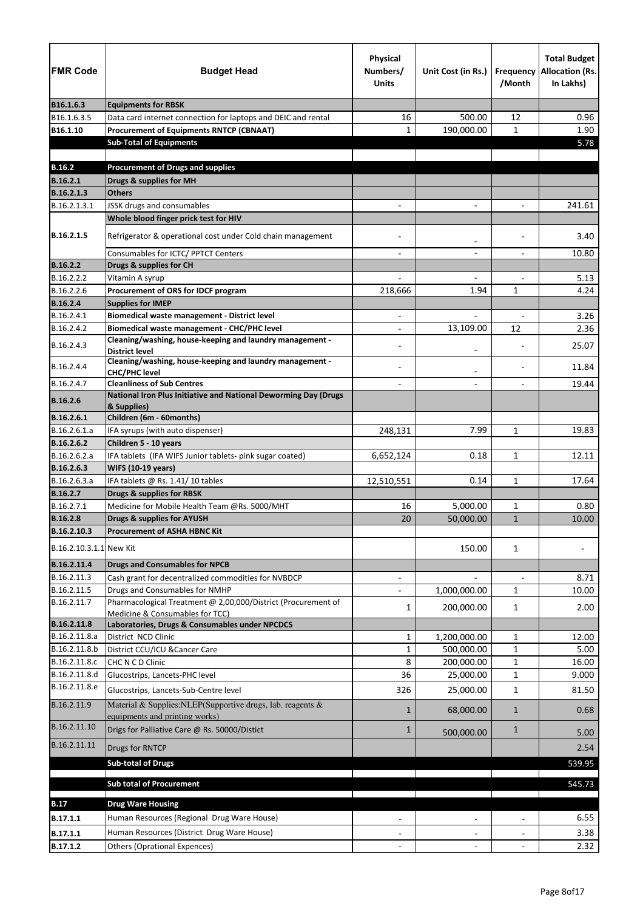| FMR Code | Budget Head | Physical Numbers/ Units | Unit Cost (in Rs.) | Frequency /Month | Total Budget Allocation (Rs. In Lakhs) |
|---|---|---|---|---|---|
| **B16.1.6.3** | **Equipments for RBSK** | | | | |
| B16.1.6.3.5 | Data card internet connection for laptops and DEIC and rental | 16 | 500.00 | 12 | 0.96 |
| **B16.1.10** | **Procurement of Equipments RNTCP (CBNAAT)** | 1 | 190,000.00 | 1 | 1.90 |
| | **Sub-Total of Equipments** | | | | 5.78 |
| | | | | | |
| **B.16.2** | **Procurement of Drugs and supplies** | | | | |
| **B.16.2.1** | **Drugs & supplies for MH** | | | | |
| **B.16.2.1.3** | **Others** | | | | |
| B.16.2.1.3.1 | JSSK drugs and consumables | - | - | - | 241.61 |
| **B.16.2.1.5** | **Whole blood finger prick test for HIV** | | | | |
| | Refrigerator & operational cost under Cold chain management | - | - | - | 3.40 |
| | Consumables for ICTC/ PPTCT Centers | - | - | - | 10.80 |
| **B.16.2.2** | **Drugs & supplies for CH** | | | | |
| B.16.2.2.2 | Vitamin A syrup | - | - | - | 5.13 |
| B.16.2.2.6 | **Procurement of ORS for IDCF program** | 218,666 | 1.94 | 1 | 4.24 |
| **B.16.2.4** | **Supplies for IMEP** | | | | |
| B.16.2.4.1 | **Biomedical waste management - District level** | - | - | - | 3.26 |
| B.16.2.4.2 | **Biomedical waste management - CHC/PHC level** | - | 13,109.00 | 12 | 2.36 |
| B.16.2.4.3 | **Cleaning/washing, house-keeping and laundry management - District level** | - | - | - | 25.07 |
| B.16.2.4.4 | **Cleaning/washing, house-keeping and laundry management - CHC/PHC level** | - | - | - | 11.84 |
| B.16.2.4.7 | **Cleanliness of Sub Centres** | - | - | - | 19.44 |
| **B.16.2.6** | **National Iron Plus Initiative and National Deworming Day (Drugs & Supplies)** | | | | |
| **B.16.2.6.1** | **Children (6m - 60months)** | | | | |
| B.16.2.6.1.a | IFA syrups (with auto dispenser) | 248,131 | 7.99 | 1 | 19.83 |
| **B.16.2.6.2** | **Children 5 - 10 years** | | | | |
| B.16.2.6.2.a | IFA tablets (IFA WIFS Junior tablets- pink sugar coated) | 6,652,124 | 0.18 | 1 | 12.11 |
| **B.16.2.6.3** | **WIFS (10-19 years)** | | | | |
| B.16.2.6.3.a | IFA tablets @ Rs. 1.41/ 10 tables | 12,510,551 | 0.14 | 1 | 17.64 |
| **B.16.2.7** | **Drugs & supplies for RBSK** | | | | |
| B.16.2.7.1 | Medicine for Mobile Health Team @Rs. 5000/MHT | 16 | 5,000.00 | 1 | 0.80 |
| **B.16.2.8** | **Drugs & supplies for AYUSH** | 20 | 50,000.00 | 1 | 10.00 |
| **B.16.2.10.3** | **Procurement of ASHA HBNC Kit** | | | | |
| B.16.2.10.3.1.1 | New Kit | | 150.00 | 1 | - |
| **B.16.2.11.4** | **Drugs and Consumables for NPCB** | | | | |
| B.16.2.11.3 | Cash grant for decentralized commodities for NVBDCP | - | - | - | 8.71 |
| B.16.2.11.5 | Drugs and Consumables for NMHP | - | 1,000,000.00 | 1 | 10.00 |
| B.16.2.11.7 | Pharmacological Treatment @ 2,00,000/District (Procurement of Medicine & Consumables for TCC) | 1 | 200,000.00 | 1 | 2.00 |
| **B.16.2.11.8** | **Laboratories, Drugs & Consumables under NPCDCS** | | | | |
| B.16.2.11.8.a | District NCD Clinic | 1 | 1,200,000.00 | 1 | 12.00 |
| B.16.2.11.8.b | District CCU/ICU &Cancer Care | 1 | 500,000.00 | 1 | 5.00 |
| B.16.2.11.8.c | CHC N C D Clinic | 8 | 200,000.00 | 1 | 16.00 |
| B.16.2.11.8.d | Glucostrips, Lancets-PHC level | 36 | 25,000.00 | 1 | 9.000 |
| B.16.2.11.8.e | Glucostrips, Lancets-Sub-Centre level | 326 | 25,000.00 | 1 | 81.50 |
| B.16.2.11.9 | Material & Supplies:NLEP(Supportive drugs, lab. reagents & equipments and printing works) | 1 | 68,000.00 | 1 | 0.68 |
| B.16.2.11.10 | Drigs for Palliative Care @ Rs. 50000/Distict | 1 | 500,000.00 | 1 | 5.00 |
| B.16.2.11.11 | Drugs for RNTCP | | | | 2.54 |
| | **Sub-total of Drugs** | | | | 539.95 |
| | | | | | |
| | **Sub total of Procurement** | | | | 545.73 |
| | | | | | |
| **B.17** | **Drug Ware Housing** | | | | |
| **B.17.1.1** | Human Resources (Regional Drug Ware House) | - | - | - | 6.55 |
| **B.17.1.1** | Human Resources (District Drug Ware House) | - | - | - | 3.38 |
| **B.17.1.2** | Others (Oprational Expences) | - | - | - | 2.32 |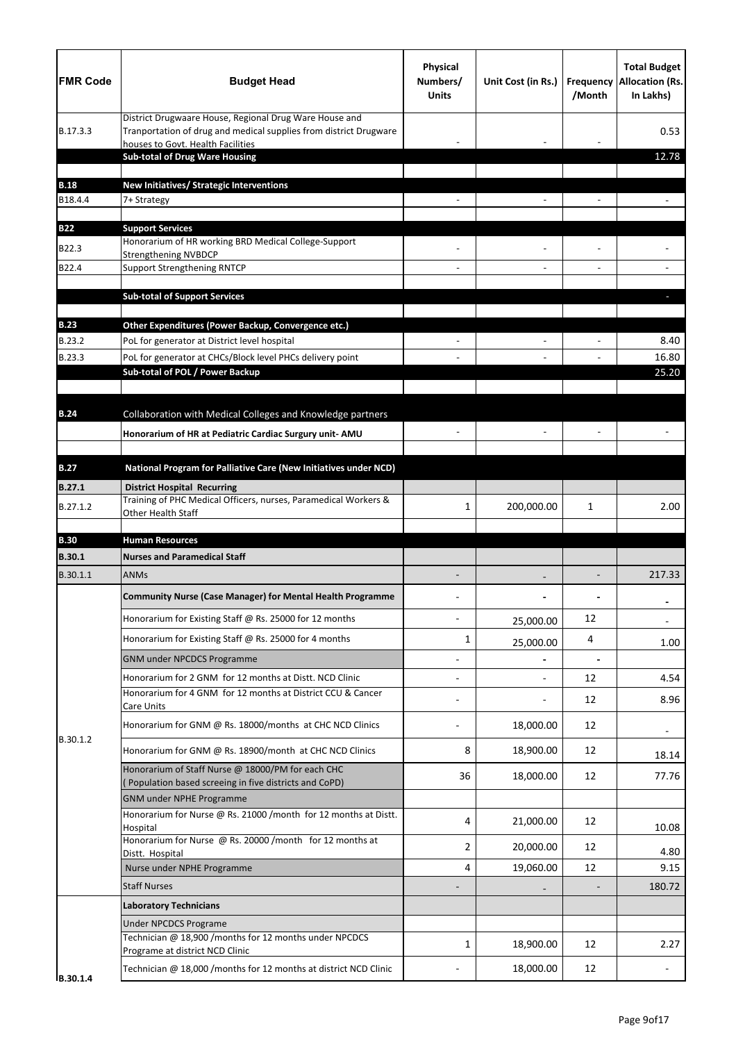| FMR Code | Budget Head | Physical Numbers/ Units | Unit Cost (in Rs.) | Frequency /Month | Total Budget Allocation (Rs. In Lakhs) |
|---|---|---|---|---|---|
| B.17.3.3 | District Drugwaare House, Regional Drug Ware House and Tranportation of drug and medical supplies from district Drugware houses to Govt. Health Facilities | - | - | - | 0.53 |
| | **Sub-total of Drug Ware Housing** | | | | 12.78 |
| | | | | | |
| **B.18** | **New Initiatives/ Strategic Interventions** | | | | |
| B18.4.4 | 7+ Strategy | - | - | - | - |
| | | | | | |
| **B22** | **Support Services** | | | | |
| B22.3 | Honorarium of HR working BRD Medical College-Support Strengthening NVBDCP | - | - | - | - |
| B22.4 | Support Strengthening RNTCP | - | - | - | - |
| | | | | | |
| | **Sub-total of Support Services** | | | | - |
| | | | | | |
| **B.23** | **Other Expenditures (Power Backup, Convergence etc.)** | | | | |
| B.23.2 | PoL for generator at District level hospital | - | - | - | 8.40 |
| B.23.3 | PoL for generator at CHCs/Block level PHCs delivery point | - | - | - | 16.80 |
| | **Sub-total of POL / Power Backup** | | | | 25.20 |
| | | | | | |
| **B.24** | Collaboration with Medical Colleges and Knowledge partners | | | | |
| | **Honorarium of HR at Pediatric Cardiac Surgury unit- AMU** | - | - | - | - |
| | | | | | |
| **B.27** | **National Program for Palliative Care (New Initiatives under NCD)** | | | | |
| **B.27.1** | **District Hospital Recurring** | | | | |
| B.27.1.2 | Training of PHC Medical Officers, nurses, Paramedical Workers & Other Health Staff | 1 | 200,000.00 | 1 | 2.00 |
| | | | | | |
| **B.30** | **Human Resources** | | | | |
| **B.30.1** | **Nurses and Paramedical Staff** | | | | |
| B.30.1.1 | ANMs | - | - | - | 217.33 |
| B.30.1.2 | **Community Nurse (Case Manager) for Mental Health Programme** | - | - | - | - |
| | Honorarium for Existing Staff @ Rs. 25000 for 12 months | - | 25,000.00 | 12 | - |
| | Honorarium for Existing Staff @ Rs. 25000 for 4 months | 1 | 25,000.00 | 4 | 1.00 |
| | GNM under NPCDCS Programme | - | - | - | |
| | Honorarium for 2 GNM for 12 months at Distt. NCD Clinic | - | - | 12 | 4.54 |
| | Honorarium for 4 GNM for 12 months at District CCU & Cancer Care Units | - | - | 12 | 8.96 |
| | Honorarium for GNM @ Rs. 18000/months at CHC NCD Clinics | - | 18,000.00 | 12 | - |
| | Honorarium for GNM @ Rs. 18900/month at CHC NCD Clinics | 8 | 18,900.00 | 12 | 18.14 |
| | Honorarium of Staff Nurse @ 18000/PM for each CHC ( Population based screeing in five districts and CoPD) | 36 | 18,000.00 | 12 | 77.76 |
| | GNM under NPHE Programme | | | | |
| | Honorarium for Nurse @ Rs. 21000 /month for 12 months at Distt. Hospital | 4 | 21,000.00 | 12 | 10.08 |
| | Honorarium for Nurse @ Rs. 20000 /month for 12 months at Distt. Hospital | 2 | 20,000.00 | 12 | 4.80 |
| | Nurse under NPHE Programme | 4 | 19,060.00 | 12 | 9.15 |
| | Staff Nurses | - | - | - | 180.72 |
| B.30.1.4 | **Laboratory Technicians** | | | | |
| | Under NPCDCS Programe | | | | |
| | Technician @ 18,900 /months for 12 months under NPCDCS Programe at district NCD Clinic | 1 | 18,900.00 | 12 | 2.27 |
| | Technician @ 18,000 /months for 12 months at district NCD Clinic | - | 18,000.00 | 12 | - |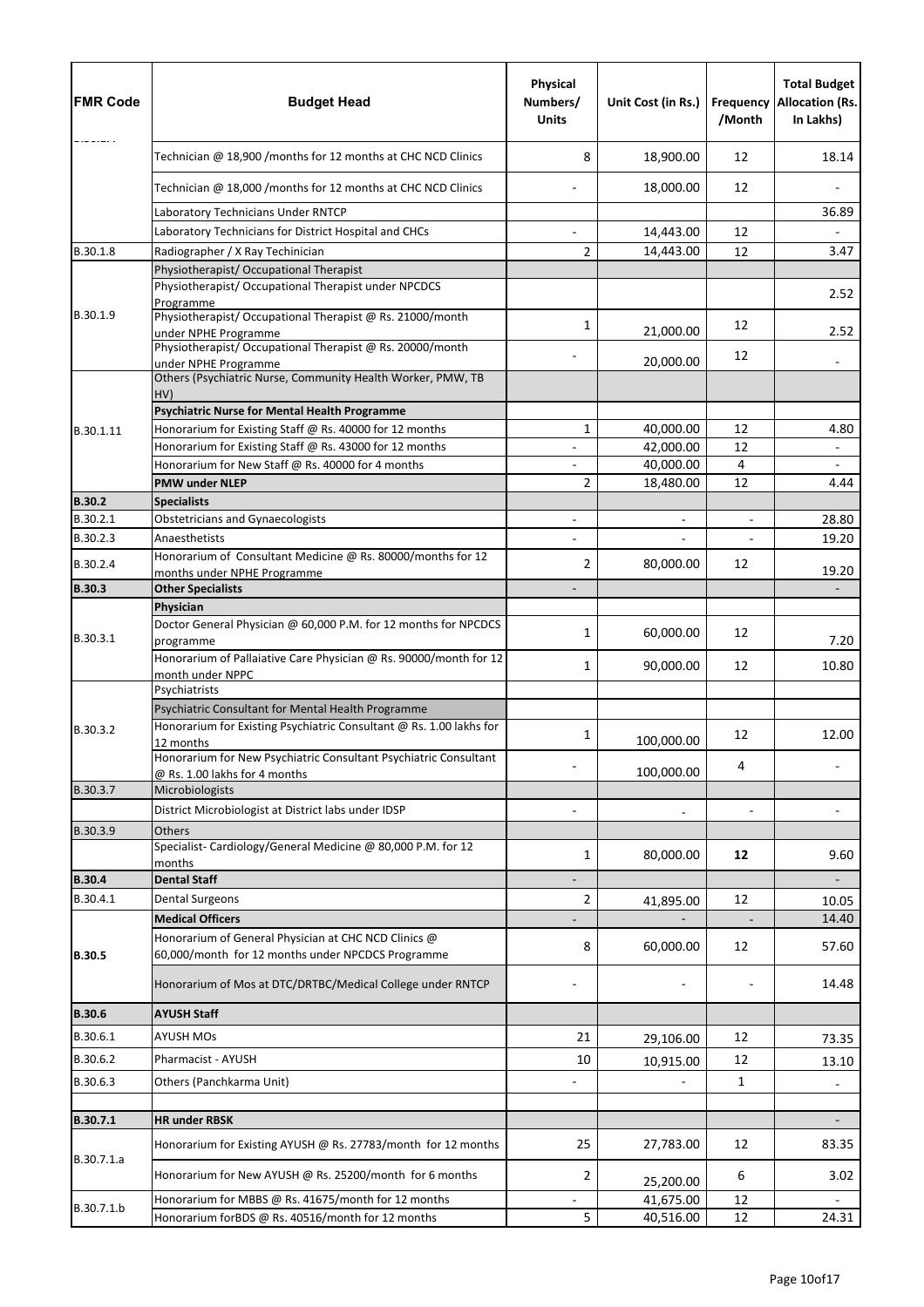| FMR Code | Budget Head | Physical Numbers/ Units | Unit Cost (in Rs.) | Frequency /Month | Total Budget Allocation (Rs. In Lakhs) |
|---|---|---|---|---|---|
| | Technician @ 18,900 /months for 12 months at CHC NCD Clinics | 8 | 18,900.00 | 12 | 18.14 |
| | Technician @ 18,000 /months for 12 months at CHC NCD Clinics | - | 18,000.00 | 12 | - |
| | Laboratory Technicians Under RNTCP | | | | 36.89 |
| | Laboratory Technicians for District Hospital and CHCs | - | 14,443.00 | 12 | - |
| B.30.1.8 | Radiographer / X Ray Techinician | 2 | 14,443.00 | 12 | 3.47 |
| B.30.1.9 | Physiotherapist/ Occupational Therapist | | | | |
| | Physiotherapist/ Occupational Therapist under NPCDCS Programme | | | | 2.52 |
| | Physiotherapist/ Occupational Therapist @ Rs. 21000/month under NPHE Programme | 1 | 21,000.00 | 12 | 2.52 |
| | Physiotherapist/ Occupational Therapist @ Rs. 20000/month under NPHE Programme | - | 20,000.00 | 12 | - |
| B.30.1.11 | Others (Psychiatric Nurse, Community Health Worker, PMW, TB HV) | | | | |
| | **Psychiatric Nurse for Mental Health Programme** | | | | |
| | Honorarium for Existing Staff @ Rs. 40000 for 12 months | 1 | 40,000.00 | 12 | 4.80 |
| | Honorarium for Existing Staff @ Rs. 43000 for 12 months | - | 42,000.00 | 12 | - |
| | Honorarium for New Staff @ Rs. 40000 for 4 months | - | 40,000.00 | 4 | - |
| | **PMW under NLEP** | 2 | 18,480.00 | 12 | 4.44 |
| **B.30.2** | **Specialists** | | | | |
| B.30.2.1 | Obstetricians and Gynaecologists | - | - | - | 28.80 |
| B.30.2.3 | Anaesthetists | - | - | - | 19.20 |
| B.30.2.4 | Honorarium of Consultant Medicine @ Rs. 80000/months for 12 months under NPHE Programme | 2 | 80,000.00 | 12 | 19.20 |
| **B.30.3** | **Other Specialists** | - | | | - |
| B.30.3.1 | **Physician** | | | | |
| | Doctor General Physician @ 60,000 P.M. for 12 months for NPCDCS programme | 1 | 60,000.00 | 12 | 7.20 |
| | Honorarium of Pallaiative Care Physician @ Rs. 90000/month for 12 month under NPPC | 1 | 90,000.00 | 12 | 10.80 |
| B.30.3.2 | Psychiatrists | | | | |
| | Psychiatric Consultant for Mental Health Programme | | | | |
| | Honorarium for Existing Psychiatric Consultant @ Rs. 1.00 lakhs for 12 months | 1 | 100,000.00 | 12 | 12.00 |
| | Honorarium for New Psychiatric Consultant Psychiatric Consultant @ Rs. 1.00 lakhs for 4 months | - | 100,000.00 | 4 | - |
| B.30.3.7 | Microbiologists | | | | |
| | District Microbiologist at District labs under IDSP | - | - | - | - |
| B.30.3.9 | Others | | | | |
| | Specialist- Cardiology/General Medicine @ 80,000 P.M. for 12 months | 1 | 80,000.00 | **12** | 9.60 |
| **B.30.4** | **Dental Staff** | - | | | - |
| B.30.4.1 | Dental Surgeons | 2 | 41,895.00 | 12 | 10.05 |
| **B.30.5** | **Medical Officers** | - | - | - | 14.40 |
| | Honorarium of General Physician at CHC NCD Clinics @ 60,000/month for 12 months under NPCDCS Programme | 8 | 60,000.00 | 12 | 57.60 |
| | Honorarium of Mos at DTC/DRTBC/Medical College under RNTCP | - | - | - | 14.48 |
| **B.30.6** | **AYUSH Staff** | | | | |
| B.30.6.1 | AYUSH MOs | 21 | 29,106.00 | 12 | 73.35 |
| B.30.6.2 | Pharmacist - AYUSH | 10 | 10,915.00 | 12 | 13.10 |
| B.30.6.3 | Others (Panchkarma Unit) | - | - | 1 | - |
| | | | | | |
| **B.30.7.1** | **HR under RBSK** | | | | - |
| B.30.7.1.a | Honorarium for Existing AYUSH @ Rs. 27783/month for 12 months | 25 | 27,783.00 | 12 | 83.35 |
| | Honorarium for New AYUSH @ Rs. 25200/month for 6 months | 2 | 25,200.00 | 6 | 3.02 |
| B.30.7.1.b | Honorarium for MBBS @ Rs. 41675/month for 12 months | - | 41,675.00 | 12 | - |
| | Honorarium forBDS @ Rs. 40516/month for 12 months | 5 | 40,516.00 | 12 | 24.31 |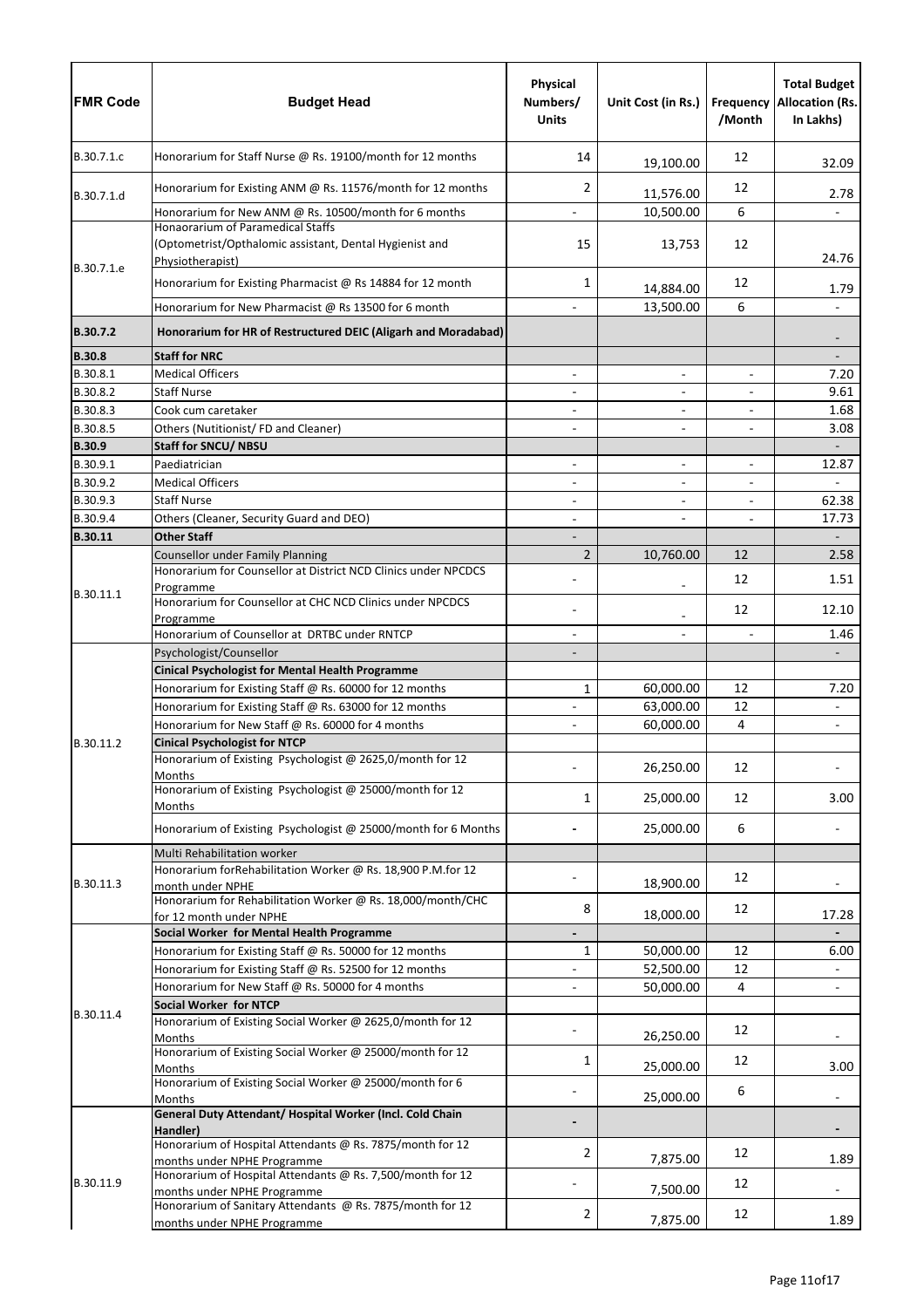| FMR Code | Budget Head | Physical Numbers/ Units | Unit Cost (in Rs.) | Frequency /Month | Total Budget Allocation (Rs. In Lakhs) |
|---|---|---|---|---|---|
| B.30.7.1.c | Honorarium for Staff Nurse @ Rs. 19100/month for 12 months | 14 | 19,100.00 | 12 | 32.09 |
| B.30.7.1.d | Honorarium for Existing ANM @ Rs. 11576/month for 12 months | 2 | 11,576.00 | 12 | 2.78 |
| | Honorarium for New ANM @ Rs. 10500/month for 6 months | - | 10,500.00 | 6 | - |
| B.30.7.1.e | Honaorarium of Paramedical Staffs (Optometrist/Opthalomic assistant, Dental Hygienist and Physiotherapist) | 15 | 13,753 | 12 | 24.76 |
| | Honorarium for Existing Pharmacist @ Rs 14884 for 12 month | 1 | 14,884.00 | 12 | 1.79 |
| | Honorarium for New Pharmacist @ Rs 13500 for 6 month | - | 13,500.00 | 6 | - |
| **B.30.7.2** | **Honorarium for HR of Restructured DEIC (Aligarh and Moradabad)** | | | | - |
| **B.30.8** | **Staff for NRC** | | | | - |
| B.30.8.1 | Medical Officers | - | - | - | 7.20 |
| B.30.8.2 | Staff Nurse | - | - | - | 9.61 |
| B.30.8.3 | Cook cum caretaker | - | - | - | 1.68 |
| B.30.8.5 | Others (Nutitionist/ FD and Cleaner) | - | - | - | 3.08 |
| **B.30.9** | **Staff for SNCU/ NBSU** | | | | - |
| B.30.9.1 | Paediatrician | - | - | - | 12.87 |
| B.30.9.2 | Medical Officers | - | - | - | - |
| B.30.9.3 | Staff Nurse | - | - | - | 62.38 |
| B.30.9.4 | Others (Cleaner, Security Guard and DEO) | - | - | - | 17.73 |
| **B.30.11** | **Other Staff** | - | | | - |
| B.30.11.1 | Counsellor under Family Planning | 2 | 10,760.00 | 12 | 2.58 |
| | Honorarium for Counsellor at District NCD Clinics under NPCDCS Programme | - | - | 12 | 1.51 |
| | Honorarium for Counsellor at CHC NCD Clinics under NPCDCS Programme | - | - | 12 | 12.10 |
| | Honorarium of Counsellor at DRTBC under RNTCP | - | - | - | 1.46 |
| B.30.11.2 | Psychologist/Counsellor | - | | | - |
| | **Cinical Psychologist for Mental Health Programme** | | | | |
| | Honorarium for Existing Staff @ Rs. 60000 for 12 months | 1 | 60,000.00 | 12 | 7.20 |
| | Honorarium for Existing Staff @ Rs. 63000 for 12 months | - | 63,000.00 | 12 | - |
| | Honorarium for New Staff @ Rs. 60000 for 4 months | - | 60,000.00 | 4 | - |
| | **Cinical Psychologist for NTCP** | | | | |
| | Honorarium of Existing Psychologist @ 2625,0/month for 12 Months | - | 26,250.00 | 12 | - |
| | Honorarium of Existing Psychologist @ 25000/month for 12 Months | 1 | 25,000.00 | 12 | 3.00 |
| | Honorarium of Existing Psychologist @ 25000/month for 6 Months | - | 25,000.00 | 6 | - |
| B.30.11.3 | Multi Rehabilitation worker | | | | |
| | Honorarium forRehabilitation Worker @ Rs. 18,900 P.M.for 12 month under NPHE | - | 18,900.00 | 12 | - |
| | Honorarium for Rehabilitation Worker @ Rs. 18,000/month/CHC for 12 month under NPHE | 8 | 18,000.00 | 12 | 17.28 |
| B.30.11.4 | **Social Worker for Mental Health Programme** | - | | | - |
| | Honorarium for Existing Staff @ Rs. 50000 for 12 months | 1 | 50,000.00 | 12 | 6.00 |
| | Honorarium for Existing Staff @ Rs. 52500 for 12 months | - | 52,500.00 | 12 | - |
| | Honorarium for New Staff @ Rs. 50000 for 4 months | - | 50,000.00 | 4 | - |
| | **Social Worker for NTCP** | | | | |
| | Honorarium of Existing Social Worker @ 2625,0/month for 12 Months | - | 26,250.00 | 12 | - |
| | Honorarium of Existing Social Worker @ 25000/month for 12 Months | 1 | 25,000.00 | 12 | 3.00 |
| | Honorarium of Existing Social Worker @ 25000/month for 6 Months | - | 25,000.00 | 6 | - |
| B.30.11.9 | **General Duty Attendant/ Hospital Worker (Incl. Cold Chain Handler)** | - | | | - |
| | Honorarium of Hospital Attendants @ Rs. 7875/month for 12 months under NPHE Programme | 2 | 7,875.00 | 12 | 1.89 |
| | Honorarium of Hospital Attendants @ Rs. 7,500/month for 12 months under NPHE Programme | - | 7,500.00 | 12 | - |
| | Honorarium of Sanitary Attendants @ Rs. 7875/month for 12 months under NPHE Programme | 2 | 7,875.00 | 12 | 1.89 |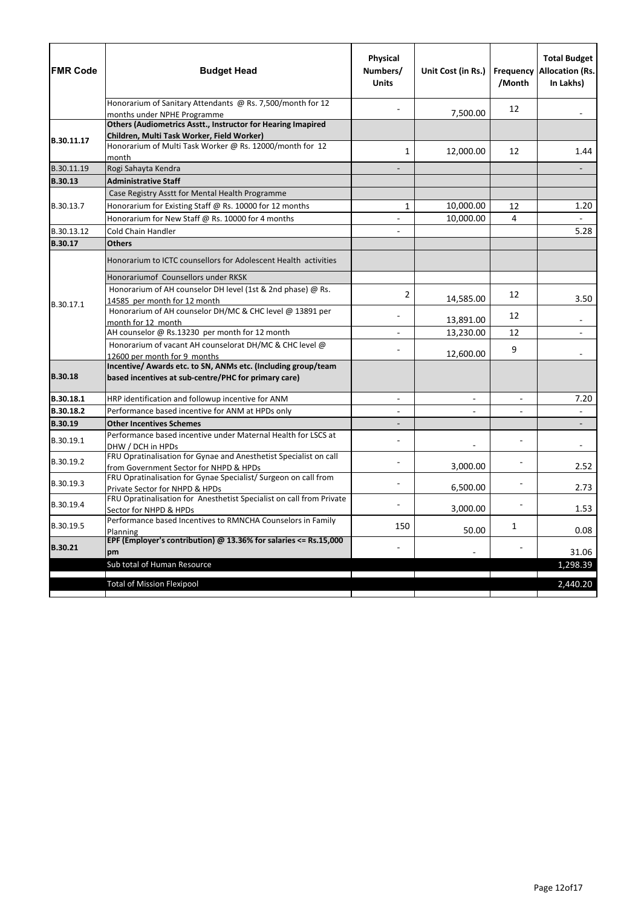| FMR Code | Budget Head | Physical Numbers/ Units | Unit Cost (in Rs.) | Frequency /Month | Total Budget Allocation (Rs. In Lakhs) |
|---|---|---|---|---|---|
| | Honorarium of Sanitary Attendants @ Rs. 7,500/month for 12 months under NPHE Programme | - | 7,500.00 | 12 | - |
| **B.30.11.17** | **Others (Audiometrics Asstt., Instructor for Hearing Imapired Children, Multi Task Worker, Field Worker)** | | | | |
| | Honorarium of Multi Task Worker @ Rs. 12000/month for 12 month | 1 | 12,000.00 | 12 | 1.44 |
| B.30.11.19 | Rogi Sahayta Kendra | - | | | - |
| **B.30.13** | **Administrative Staff** | | | | |
| B.30.13.7 | Case Registry Asstt for Mental Health Programme | | | | |
| | Honorarium for Existing Staff @ Rs. 10000 for 12 months | 1 | 10,000.00 | 12 | 1.20 |
| | Honorarium for New Staff @ Rs. 10000 for 4 months | - | 10,000.00 | 4 | - |
| B.30.13.12 | Cold Chain Handler | - | | | 5.28 |
| **B.30.17** | **Others** | | | | |
| B.30.17.1 | Honorarium to ICTC counsellors for Adolescent Health activities | | | | |
| | Honorariumof Counsellors under RKSK | | | | |
| | Honorarium of AH counselor DH level (1st & 2nd phase) @ Rs. 14585 per month for 12 month | 2 | 14,585.00 | 12 | 3.50 |
| | Honorarium of AH counselor DH/MC & CHC level @ 13891 per month for 12 month | - | 13,891.00 | 12 | - |
| | AH counselor @ Rs.13230 per month for 12 month | - | 13,230.00 | 12 | - |
| | Honorarium of vacant AH counselorat DH/MC & CHC level @ 12600 per month for 9 months | - | 12,600.00 | 9 | - |
| **B.30.18** | **Incentive/ Awards etc. to SN, ANMs etc. (Including group/team based incentives at sub-centre/PHC for primary care)** | | | | |
| **B.30.18.1** | HRP identification and followup incentive for ANM | - | - | - | 7.20 |
| **B.30.18.2** | Performance based incentive for ANM at HPDs only | - | - | - | - |
| **B.30.19** | **Other Incentives Schemes** | - | | | - |
| B.30.19.1 | Performance based incentive under Maternal Health for LSCS at DHW / DCH in HPDs | - | - | - | - |
| B.30.19.2 | FRU Opratinalisation for Gynae and Anesthetist Specialist on call from Government Sector for NHPD & HPDs | - | 3,000.00 | - | 2.52 |
| B.30.19.3 | FRU Opratinalisation for Gynae Specialist/ Surgeon on call from Private Sector for NHPD & HPDs | - | 6,500.00 | - | 2.73 |
| B.30.19.4 | FRU Opratinalisation for Anesthetist Specialist on call from Private Sector for NHPD & HPDs | - | 3,000.00 | - | 1.53 |
| B.30.19.5 | Performance based Incentives to RMNCHA Counselors in Family Planning | 150 | 50.00 | 1 | 0.08 |
| **B.30.21** | **EPF (Employer's contribution) @ 13.36% for salaries <= Rs.15,000 pm** | - | - | - | 31.06 |
| | Sub total of Human Resource | | | | 1,298.39 |
| | Total of Mission Flexipool | | | | 2,440.20 |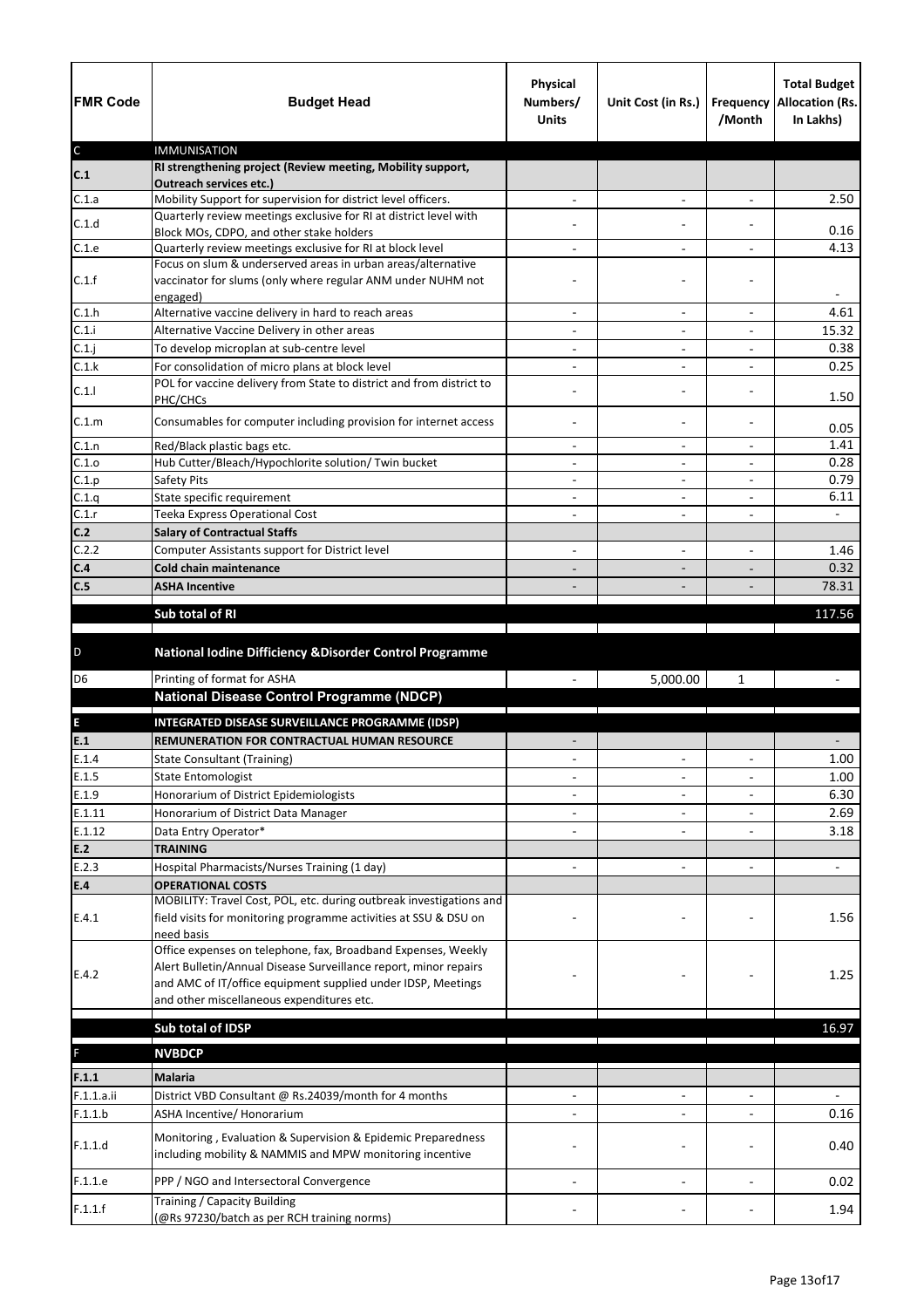| FMR Code | Budget Head | Physical Numbers/ Units | Unit Cost (in Rs.) | Frequency /Month | Total Budget Allocation (Rs. In Lakhs) |
|---|---|---|---|---|---|
| C | IMMUNISATION | | | | |
| C.1 | **RI strengthening project (Review meeting, Mobility support, Outreach services etc.)** | | | | |
| C.1.a | Mobility Support for supervision for district level officers. | - | - | - | 2.50 |
| C.1.d | Quarterly review meetings exclusive for RI at district level with Block MOs, CDPO, and other stake holders | - | - | - | 0.16 |
| C.1.e | Quarterly review meetings exclusive for RI at block level | - | - | - | 4.13 |
| C.1.f | Focus on slum & underserved areas in urban areas/alternative vaccinator for slums (only where regular ANM under NUHM not engaged) | - | - | - | - |
| C.1.h | Alternative vaccine delivery in hard to reach areas | - | - | - | 4.61 |
| C.1.i | Alternative Vaccine Delivery in other areas | - | - | - | 15.32 |
| C.1.j | To develop microplan at sub-centre level | - | - | - | 0.38 |
| C.1.k | For consolidation of micro plans at block level | - | - | - | 0.25 |
| C.1.l | POL for vaccine delivery from State to district and from district to PHC/CHCs | - | - | - | 1.50 |
| C.1.m | Consumables for computer including provision for internet access | - | - | - | 0.05 |
| C.1.n | Red/Black plastic bags etc. | - | - | - | 1.41 |
| C.1.o | Hub Cutter/Bleach/Hypochlorite solution/ Twin bucket | - | - | - | 0.28 |
| C.1.p | Safety Pits | - | - | - | 0.79 |
| C.1.q | State specific requirement | - | - | - | 6.11 |
| C.1.r | Teeka Express Operational Cost | - | - | - | - |
| C.2 | **Salary of Contractual Staffs** | | | | |
| C.2.2 | Computer Assistants support for District level | - | - | - | 1.46 |
| C.4 | **Cold chain maintenance** | - | - | - | 0.32 |
| C.5 | **ASHA Incentive** | - | - | - | 78.31 |
| | **Sub total of RI** | | | | 117.56 |
| D | **National Iodine Difficiency &Disorder Control Programme** | | | | |
| D6 | Printing of format for ASHA | - | 5,000.00 | 1 | - |
| | **National Disease Control Programme (NDCP)** | | | | |
| E | **INTEGRATED DISEASE SURVEILLANCE PROGRAMME (IDSP)** | | | | |
| E.1 | **REMUNERATION FOR CONTRACTUAL HUMAN RESOURCE** | - | | | - |
| E.1.4 | State Consultant (Training) | - | - | - | 1.00 |
| E.1.5 | State Entomologist | - | - | - | 1.00 |
| E.1.9 | Honorarium of District Epidemiologists | - | - | - | 6.30 |
| E.1.11 | Honorarium of District Data Manager | - | - | - | 2.69 |
| E.1.12 | Data Entry Operator* | - | - | - | 3.18 |
| E.2 | **TRAINING** | | | | |
| E.2.3 | Hospital Pharmacists/Nurses Training (1 day) | - | - | - | - |
| E.4 | **OPERATIONAL COSTS** | | | | |
| E.4.1 | MOBILITY: Travel Cost, POL, etc. during outbreak investigations and field visits for monitoring programme activities at SSU & DSU on need basis | - | - | - | 1.56 |
| E.4.2 | Office expenses on telephone, fax, Broadband Expenses, Weekly Alert Bulletin/Annual Disease Surveillance report, minor repairs and AMC of IT/office equipment supplied under IDSP, Meetings and other miscellaneous expenditures etc. | - | - | - | 1.25 |
| | **Sub total of IDSP** | | | | 16.97 |
| F | **NVBDCP** | | | | |
| F.1.1 | **Malaria** | | | | |
| F.1.1.a.ii | District VBD Consultant @ Rs.24039/month for 4 months | - | - | - | - |
| F.1.1.b | ASHA Incentive/ Honorarium | - | - | - | 0.16 |
| F.1.1.d | Monitoring , Evaluation & Supervision & Epidemic Preparedness including mobility & NAMMIS and MPW monitoring incentive | - | - | - | 0.40 |
| F.1.1.e | PPP / NGO and Intersectoral Convergence | - | - | - | 0.02 |
| F.1.1.f | Training / Capacity Building (@Rs 97230/batch as per RCH training norms) | - | - | - | 1.94 |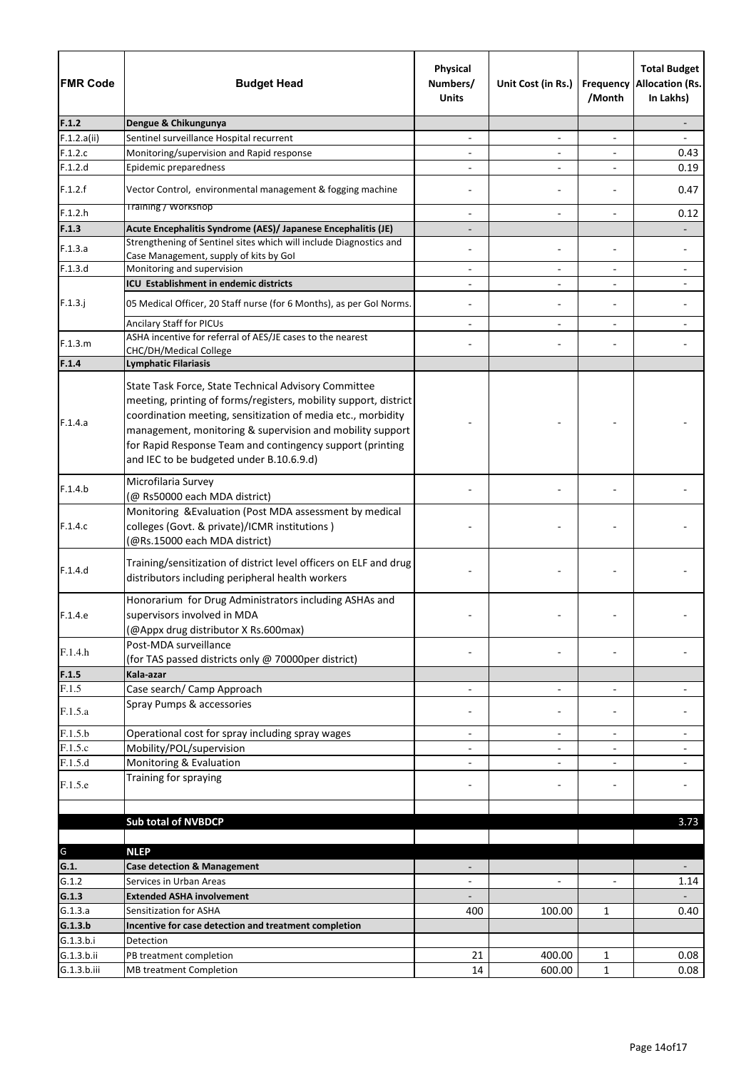| FMR Code | Budget Head | Physical Numbers/ Units | Unit Cost (in Rs.) | Frequency /Month | Total Budget Allocation (Rs. In Lakhs) |
|---|---|---|---|---|---|
| **F.1.2** | **Dengue & Chikungunya** | | | | - |
| F.1.2.a(ii) | Sentinel surveillance Hospital recurrent | - | - | - | - |
| F.1.2.c | Monitoring/supervision and Rapid response | - | - | - | 0.43 |
| F.1.2.d | Epidemic preparedness | - | - | - | 0.19 |
| F.1.2.f | Vector Control, environmental management & fogging machine | - | - | - | 0.47 |
| F.1.2.h | Training / Workshop | - | - | - | 0.12 |
| **F.1.3** | **Acute Encephalitis Syndrome (AES)/ Japanese Encephalitis (JE)** | - | | | - |
| F.1.3.a | Strengthening of Sentinel sites which will include Diagnostics and Case Management, supply of kits by GoI | - | - | - | - |
| F.1.3.d | Monitoring and supervision | - | - | - | - |
| F.1.3.j | **ICU Establishment in endemic districts** | - | - | - | - |
| | 05 Medical Officer, 20 Staff nurse (for 6 Months), as per GoI Norms. | - | - | - | - |
| | Ancilary Staff for PICUs | - | - | - | - |
| F.1.3.m | ASHA incentive for referral of AES/JE cases to the nearest CHC/DH/Medical College | - | - | - | - |
| **F.1.4** | **Lymphatic Filariasis** | | | | |
| F.1.4.a | State Task Force, State Technical Advisory Committee meeting, printing of forms/registers, mobility support, district coordination meeting, sensitization of media etc., morbidity management, monitoring & supervision and mobility support for Rapid Response Team and contingency support (printing and IEC to be budgeted under B.10.6.9.d) | - | - | - | - |
| F.1.4.b | Microfilaria Survey (@ Rs50000 each MDA district) | - | - | - | - |
| F.1.4.c | Monitoring &Evaluation (Post MDA assessment by medical colleges (Govt. & private)/ICMR institutions ) (@Rs.15000 each MDA district) | - | - | - | - |
| F.1.4.d | Training/sensitization of district level officers on ELF and drug distributors including peripheral health workers | - | - | - | - |
| F.1.4.e | Honorarium for Drug Administrators including ASHAs and supervisors involved in MDA (@Appx drug distributor X Rs.600max) | - | - | - | - |
| F.1.4.h | Post-MDA surveillance (for TAS passed districts only @ 70000per district) | - | - | - | - |
| **F.1.5** | **Kala-azar** | | | | |
| F.1.5 | Case search/ Camp Approach | - | - | - | - |
| F.1.5.a | Spray Pumps & accessories | - | - | - | - |
| F.1.5.b | Operational cost for spray including spray wages | - | - | - | - |
| F.1.5.c | Mobility/POL/supervision | - | - | - | - |
| F.1.5.d | Monitoring & Evaluation | - | - | - | - |
| F.1.5.e | Training for spraying | - | - | - | - |
| | | | | | |
| | **Sub total of NVBDCP** | | | | 3.73 |
| | | | | | |
| G | **NLEP** | | | | |
| **G.1.** | **Case detection & Management** | - | | | - |
| G.1.2 | Services in Urban Areas | - | - | - | 1.14 |
| **G.1.3** | **Extended ASHA involvement** | - | | | - |
| G.1.3.a | Sensitization for ASHA | 400 | 100.00 | 1 | 0.40 |
| **G.1.3.b** | **Incentive for case detection and treatment completion** | | | | |
| G.1.3.b.i | Detection | | | | |
| G.1.3.b.ii | PB treatment completion | 21 | 400.00 | 1 | 0.08 |
| G.1.3.b.iii | MB treatment Completion | 14 | 600.00 | 1 | 0.08 |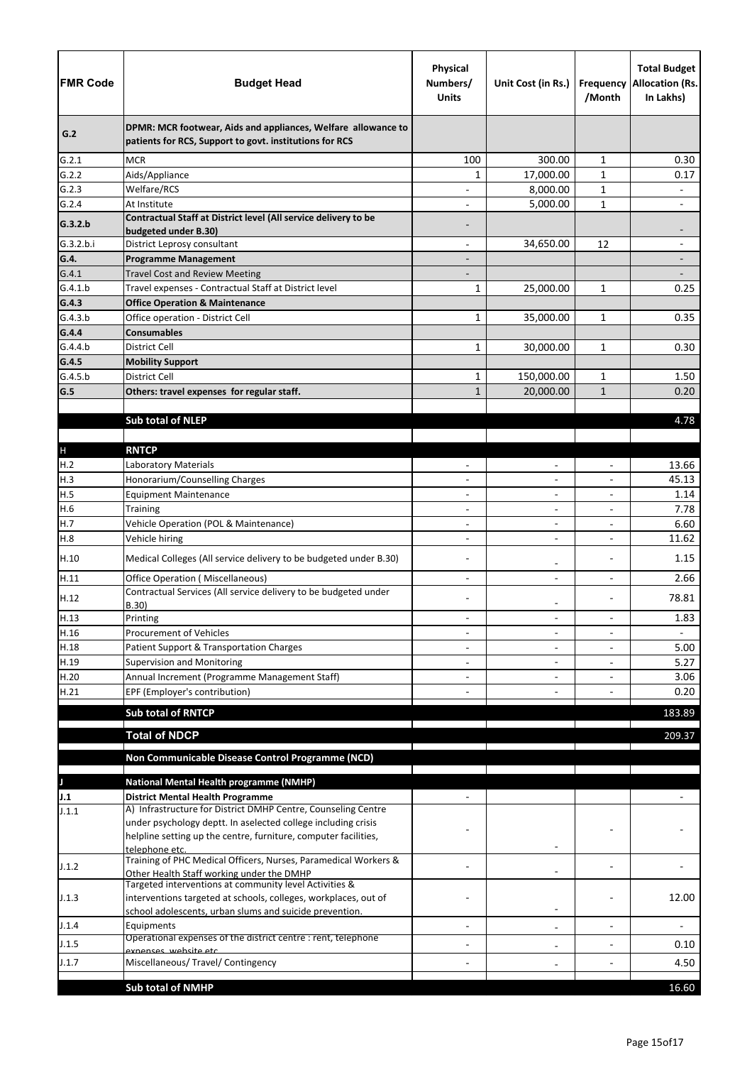| FMR Code | Budget Head | Physical Numbers/ Units | Unit Cost (in Rs.) | Frequency /Month | Total Budget Allocation (Rs. In Lakhs) |
|---|---|---|---|---|---|
| **G.2** | **DPMR: MCR footwear, Aids and appliances, Welfare allowance to patients for RCS, Support to govt. institutions for RCS** | | | | |
| G.2.1 | MCR | 100 | 300.00 | 1 | 0.30 |
| G.2.2 | Aids/Appliance | 1 | 17,000.00 | 1 | 0.17 |
| G.2.3 | Welfare/RCS | - | 8,000.00 | 1 | - |
| G.2.4 | At Institute | - | 5,000.00 | 1 | - |
| **G.3.2.b** | **Contractual Staff at District level (All service delivery to be budgeted under B.30)** | - | | | - |
| G.3.2.b.i | District Leprosy consultant | - | 34,650.00 | 12 | - |
| **G.4.** | **Programme Management** | - | | | - |
| G.4.1 | Travel Cost and Review Meeting | - | | | - |
| G.4.1.b | Travel expenses - Contractual Staff at District level | 1 | 25,000.00 | 1 | 0.25 |
| **G.4.3** | **Office Operation & Maintenance** | | | | |
| G.4.3.b | Office operation - District Cell | 1 | 35,000.00 | 1 | 0.35 |
| **G.4.4** | **Consumables** | | | | |
| G.4.4.b | District Cell | 1 | 30,000.00 | 1 | 0.30 |
| **G.4.5** | **Mobility Support** | | | | |
| G.4.5.b | District Cell | 1 | 150,000.00 | 1 | 1.50 |
| **G.5** | **Others: travel expenses for regular staff.** | 1 | 20,000.00 | 1 | 0.20 |
| | | | | | |
| | **Sub total of NLEP** | | | | 4.78 |
| | | | | | |
| H | **RNTCP** | | | | |
| H.2 | Laboratory Materials | - | - | - | 13.66 |
| H.3 | Honorarium/Counselling Charges | - | - | - | 45.13 |
| H.5 | Equipment Maintenance | - | - | - | 1.14 |
| H.6 | Training | - | - | - | 7.78 |
| H.7 | Vehicle Operation (POL & Maintenance) | - | - | - | 6.60 |
| H.8 | Vehicle hiring | - | - | - | 11.62 |
| H.10 | Medical Colleges (All service delivery to be budgeted under B.30) | - | - | - | 1.15 |
| H.11 | Office Operation ( Miscellaneous) | - | - | - | 2.66 |
| H.12 | Contractual Services (All service delivery to be budgeted under B.30) | - | - | - | 78.81 |
| H.13 | Printing | - | - | - | 1.83 |
| H.16 | Procurement of Vehicles | - | - | - | - |
| H.18 | Patient Support & Transportation Charges | - | - | - | 5.00 |
| H.19 | Supervision and Monitoring | - | - | - | 5.27 |
| H.20 | Annual Increment (Programme Management Staff) | - | - | - | 3.06 |
| H.21 | EPF (Employer's contribution) | - | - | - | 0.20 |
| | **Sub total of RNTCP** | | | | 183.89 |
| | **Total of NDCP** | | | | 209.37 |
| | **Non Communicable Disease Control Programme (NCD)** | | | | |
| J | **National Mental Health programme (NMHP)** | | | | |
| **J.1** | **District Mental Health Programme** | - | | | - |
| J.1.1 | A) Infrastructure for District DMHP Centre, Counseling Centre under psychology deptt. In aselected college including crisis helpline setting up the centre, furniture, computer facilities, telephone etc. | - | - | - | - |
| J.1.2 | Training of PHC Medical Officers, Nurses, Paramedical Workers & Other Health Staff working under the DMHP | - | - | - | - |
| J.1.3 | Targeted interventions at community level Activities & interventions targeted at schools, colleges, workplaces, out of school adolescents, urban slums and suicide prevention. | - | - | - | 12.00 |
| J.1.4 | Equipments | - | - | - | - |
| J.1.5 | Operational expenses of the district centre : rent, telephone expenses, website etc. | - | - | - | 0.10 |
| J.1.7 | Miscellaneous/ Travel/ Contingency | - | - | - | 4.50 |
| | **Sub total of NMHP** | | | | 16.60 |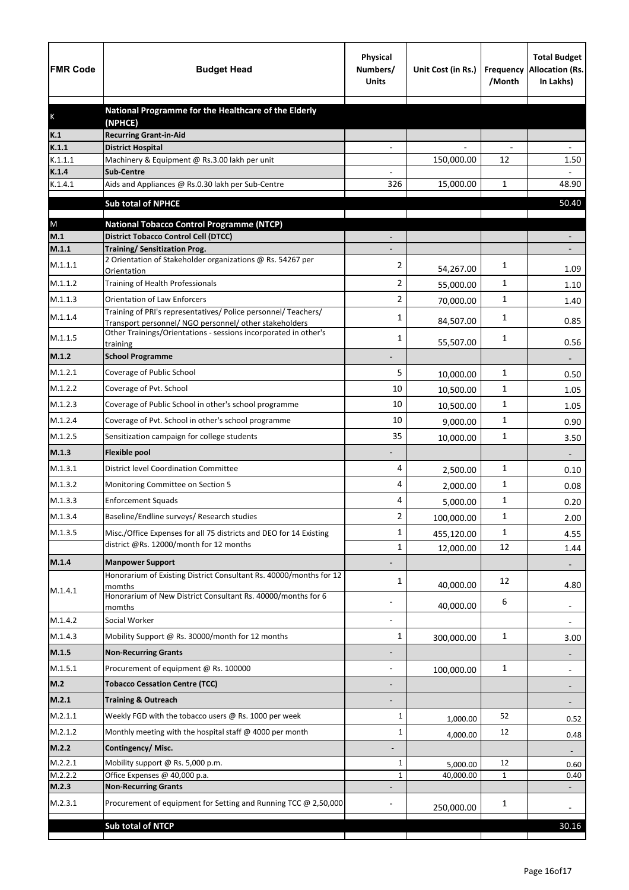| FMR Code | Budget Head | Physical Numbers/ Units | Unit Cost (in Rs.) | Frequency /Month | Total Budget Allocation (Rs. In Lakhs) |
|---|---|---|---|---|---|
| K | **National Programme for the Healthcare of the Elderly (NPHCE)** | | | | |
| K.1 | **Recurring Grant-in-Aid** | | | | |
| K.1.1 | **District Hospital** | - | - | - | - |
| K.1.1.1 | Machinery & Equipment @ Rs.3.00 lakh per unit | | 150,000.00 | 12 | 1.50 |
| K.1.4 | **Sub-Centre** | - | | | - |
| K.1.4.1 | Aids and Appliances @ Rs.0.30 lakh per Sub-Centre | 326 | 15,000.00 | 1 | 48.90 |
| | **Sub total of NPHCE** | | | | 50.40 |
| M | **National Tobacco Control Programme (NTCP)** | | | | |
| M.1 | **District Tobacco Control Cell (DTCC)** | - | | | - |
| M.1.1 | **Training/ Sensitization Prog.** | - | | | - |
| M.1.1.1 | 2 Orientation of Stakeholder organizations @ Rs. 54267 per Orientation | 2 | 54,267.00 | 1 | 1.09 |
| M.1.1.2 | Training of Health Professionals | 2 | 55,000.00 | 1 | 1.10 |
| M.1.1.3 | Orientation of Law Enforcers | 2 | 70,000.00 | 1 | 1.40 |
| M.1.1.4 | Training of PRI's representatives/ Police personnel/ Teachers/ Transport personnel/ NGO personnel/ other stakeholders | 1 | 84,507.00 | 1 | 0.85 |
| M.1.1.5 | Other Trainings/Orientations - sessions incorporated in other's training | 1 | 55,507.00 | 1 | 0.56 |
| M.1.2 | **School Programme** | - | | | - |
| M.1.2.1 | Coverage of Public School | 5 | 10,000.00 | 1 | 0.50 |
| M.1.2.2 | Coverage of Pvt. School | 10 | 10,500.00 | 1 | 1.05 |
| M.1.2.3 | Coverage of Public School in other's school programme | 10 | 10,500.00 | 1 | 1.05 |
| M.1.2.4 | Coverage of Pvt. School in other's school programme | 10 | 9,000.00 | 1 | 0.90 |
| M.1.2.5 | Sensitization campaign for college students | 35 | 10,000.00 | 1 | 3.50 |
| M.1.3 | **Flexible pool** | - | | | - |
| M.1.3.1 | District level Coordination Committee | 4 | 2,500.00 | 1 | 0.10 |
| M.1.3.2 | Monitoring Committee on Section 5 | 4 | 2,000.00 | 1 | 0.08 |
| M.1.3.3 | Enforcement Squads | 4 | 5,000.00 | 1 | 0.20 |
| M.1.3.4 | Baseline/Endline surveys/ Research studies | 2 | 100,000.00 | 1 | 2.00 |
| M.1.3.5 | Misc./Office Expenses for all 75 districts and DEO for 14 Existing district @Rs. 12000/month for 12 months | 1 | 455,120.00 | 1 | 4.55 |
| | | 1 | 12,000.00 | 12 | 1.44 |
| M.1.4 | **Manpower Support** | - | | | - |
| M.1.4.1 | Honorarium of Existing District Consultant Rs. 40000/months for 12 momths | 1 | 40,000.00 | 12 | 4.80 |
| | Honorarium of New District Consultant Rs. 40000/months for 6 momths | - | 40,000.00 | 6 | - |
| M.1.4.2 | Social Worker | - | | | - |
| M.1.4.3 | Mobility Support @ Rs. 30000/month for 12 months | 1 | 300,000.00 | 1 | 3.00 |
| M.1.5 | **Non-Recurring Grants** | - | | | - |
| M.1.5.1 | Procurement of equipment @ Rs. 100000 | - | 100,000.00 | 1 | - |
| M.2 | **Tobacco Cessation Centre (TCC)** | - | | | - |
| M.2.1 | **Training & Outreach** | - | | | - |
| M.2.1.1 | Weekly FGD with the tobacco users @ Rs. 1000 per week | 1 | 1,000.00 | 52 | 0.52 |
| M.2.1.2 | Monthly meeting with the hospital staff @ 4000 per month | 1 | 4,000.00 | 12 | 0.48 |
| M.2.2 | **Contingency/ Misc.** | - | | | - |
| M.2.2.1 | Mobility support @ Rs. 5,000 p.m. | 1 | 5,000.00 | 12 | 0.60 |
| M.2.2.2 | Office Expenses @ 40,000 p.a. | 1 | 40,000.00 | 1 | 0.40 |
| M.2.3 | **Non-Recurring Grants** | - | | | - |
| M.2.3.1 | Procurement of equipment for Setting and Running TCC @ 2,50,000 | - | 250,000.00 | 1 | - |
| | **Sub total of NTCP** | | | | 30.16 |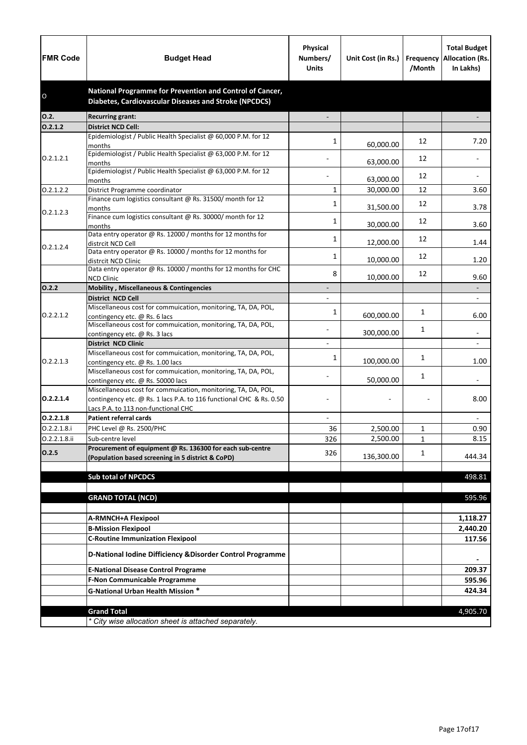| FMR Code | Budget Head | Physical Numbers/ Units | Unit Cost (in Rs.) | Frequency /Month | Total Budget Allocation (Rs. In Lakhs) |
|---|---|---|---|---|---|
| O | **National Programme for Prevention and Control of Cancer, Diabetes, Cardiovascular Diseases and Stroke (NPCDCS)** | | | | |
| **O.2.** | **Recurring grant:** | - | | | - |
| **O.2.1.2** | **District NCD Cell:** | | | | |
| O.2.1.2.1 | Epidemiologist / Public Health Specialist @ 60,000 P.M. for 12 months | 1 | 60,000.00 | 12 | 7.20 |
| | Epidemiologist / Public Health Specialist @ 63,000 P.M. for 12 months | - | 63,000.00 | 12 | - |
| | Epidemiologist / Public Health Specialist @ 63,000 P.M. for 12 months | - | 63,000.00 | 12 | - |
| O.2.1.2.2 | District Programme coordinator | 1 | 30,000.00 | 12 | 3.60 |
| O.2.1.2.3 | Finance cum logistics consultant @ Rs. 31500/ month for 12 months | 1 | 31,500.00 | 12 | 3.78 |
| | Finance cum logistics consultant @ Rs. 30000/ month for 12 months | 1 | 30,000.00 | 12 | 3.60 |
| O.2.1.2.4 | Data entry operator @ Rs. 12000 / months for 12 months for distrcit NCD Cell | 1 | 12,000.00 | 12 | 1.44 |
| | Data entry operator @ Rs. 10000 / months for 12 months for distrcit NCD Clinic | 1 | 10,000.00 | 12 | 1.20 |
| | Data entry operator @ Rs. 10000 / months for 12 months for CHC NCD Clinic | 8 | 10,000.00 | 12 | 9.60 |
| **O.2.2** | **Mobility , Miscellaneous & Contingencies** | - | | | - |
| | **District NCD Cell** | - | | | - |
| O.2.2.1.2 | Miscellaneous cost for commuication, monitoring, TA, DA, POL, contingency etc. @ Rs. 6 lacs | 1 | 600,000.00 | 1 | 6.00 |
| | Miscellaneous cost for commuication, monitoring, TA, DA, POL, contingency etc. @ Rs. 3 lacs | - | 300,000.00 | 1 | - |
| | **District NCD Clinic** | - | | | - |
| O.2.2.1.3 | Miscellaneous cost for commuication, monitoring, TA, DA, POL, contingency etc. @ Rs. 1.00 lacs | 1 | 100,000.00 | 1 | 1.00 |
| | Miscellaneous cost for commuication, monitoring, TA, DA, POL, contingency etc. @ Rs. 50000 lacs | - | 50,000.00 | 1 | - |
| **O.2.2.1.4** | Miscellaneous cost for commuication, monitoring, TA, DA, POL, contingency etc. @ Rs. 1 lacs P.A. to 116 functional CHC & Rs. 0.50 Lacs P.A. to 113 non-functional CHC | - | - | - | 8.00 |
| **O.2.2.1.8** | **Patient referral cards** | - | | | - |
| O.2.2.1.8.i | PHC Level @ Rs. 2500/PHC | 36 | 2,500.00 | 1 | 0.90 |
| O.2.2.1.8.ii | Sub-centre level | 326 | 2,500.00 | 1 | 8.15 |
| **O.2.5** | **Procurement of equipment @ Rs. 136300 for each sub-centre (Population based screening in 5 district & CoPD)** | 326 | 136,300.00 | 1 | 444.34 |
| | | | | | |
| | **Sub total of NPCDCS** | | | | 498.81 |
| | | | | | |
| | **GRAND TOTAL (NCD)** | | | | 595.96 |
| | | | | | |
| | **A-RMNCH+A Flexipool** | | | | **1,118.27** |
| | **B-Mission Flexipool** | | | | **2,440.20** |
| | **C-Routine Immunization Flexipool** | | | | **117.56** |
| | **D-National Iodine Difficiency &Disorder Control Programme** | | | | **-** |
| | **E-National Disease Control Programe** | | | | **209.37** |
| | **F-Non Communicable Programme** | | | | **595.96** |
| | **G-National Urban Health Mission *** | | | | **424.34** |
| | | | | | |
| | **Grand Total** | | | | 4,905.70 |
| | *\* City wise allocation sheet is attached separately.* | | | | |